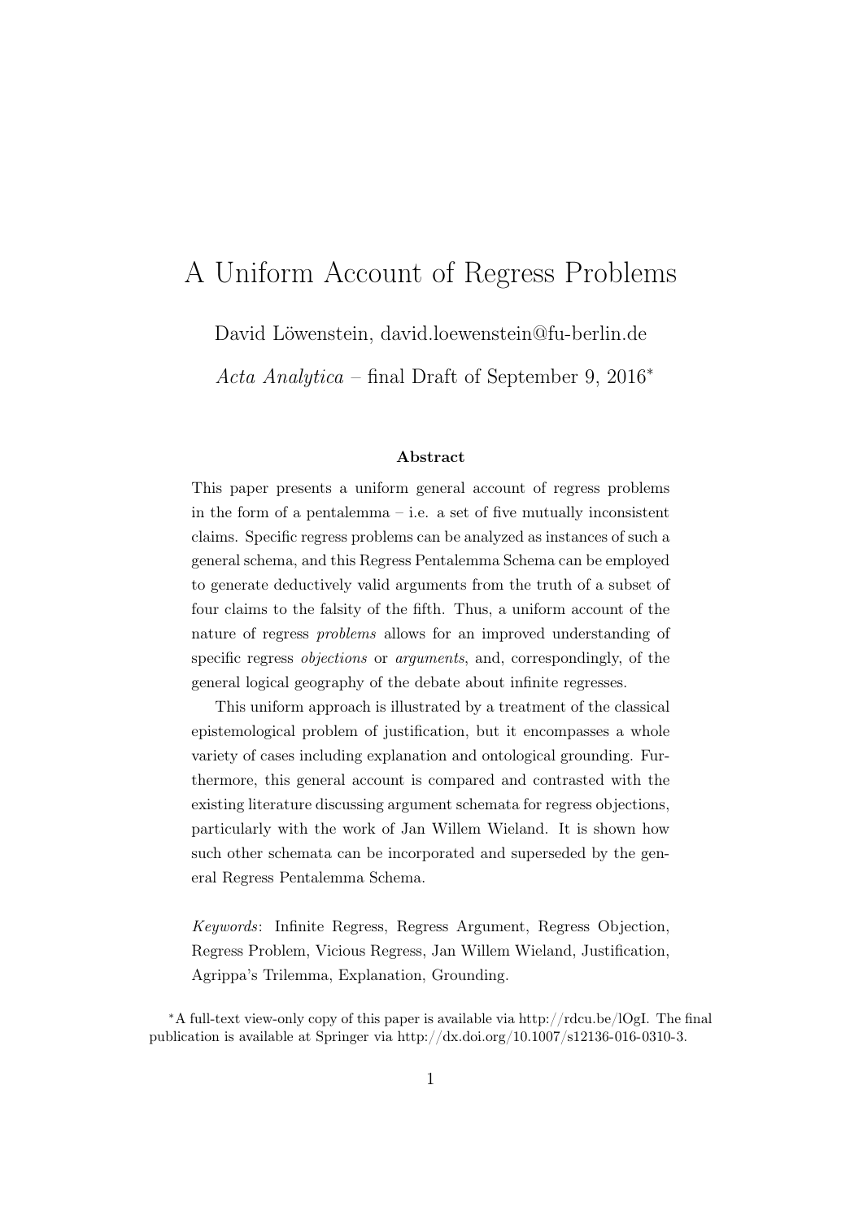# A Uniform Account of Regress Problems

David Löwenstein, david.loewenstein@fu-berlin.de

*Acta Analytica* – final Draft of September 9, 2016*

### Abstract

This paper presents a uniform general account of regress problems in the form of a pentalemma – i.e. a set of five mutually inconsistent claims. Specific regress problems can be analyzed as instances of such a general schema, and this Regress Pentalemma Schema can be employed to generate deductively valid arguments from the truth of a subset of four claims to the falsity of the fifth. Thus, a uniform account of the nature of regress *problems* allows for an improved understanding of specific regress *objections* or *arguments*, and, correspondingly, of the general logical geography of the debate about infinite regresses.

This uniform approach is illustrated by a treatment of the classical epistemological problem of justification, but it encompasses a whole variety of cases including explanation and ontological grounding. Furthermore, this general account is compared and contrasted with the existing literature discussing argument schemata for regress objections, particularly with the work of Jan Willem Wieland. It is shown how such other schemata can be incorporated and superseded by the general Regress Pentalemma Schema.

*Keywords*: Infinite Regress, Regress Argument, Regress Objection, Regress Problem, Vicious Regress, Jan Willem Wieland, Justification, Agrippa's Trilemma, Explanation, Grounding.

*A full-text view-only copy of this paper is available via http://rdcu.be/lOgI. The final publication is available at Springer via http://dx.doi.org/10.1007/s12136-016-0310-3.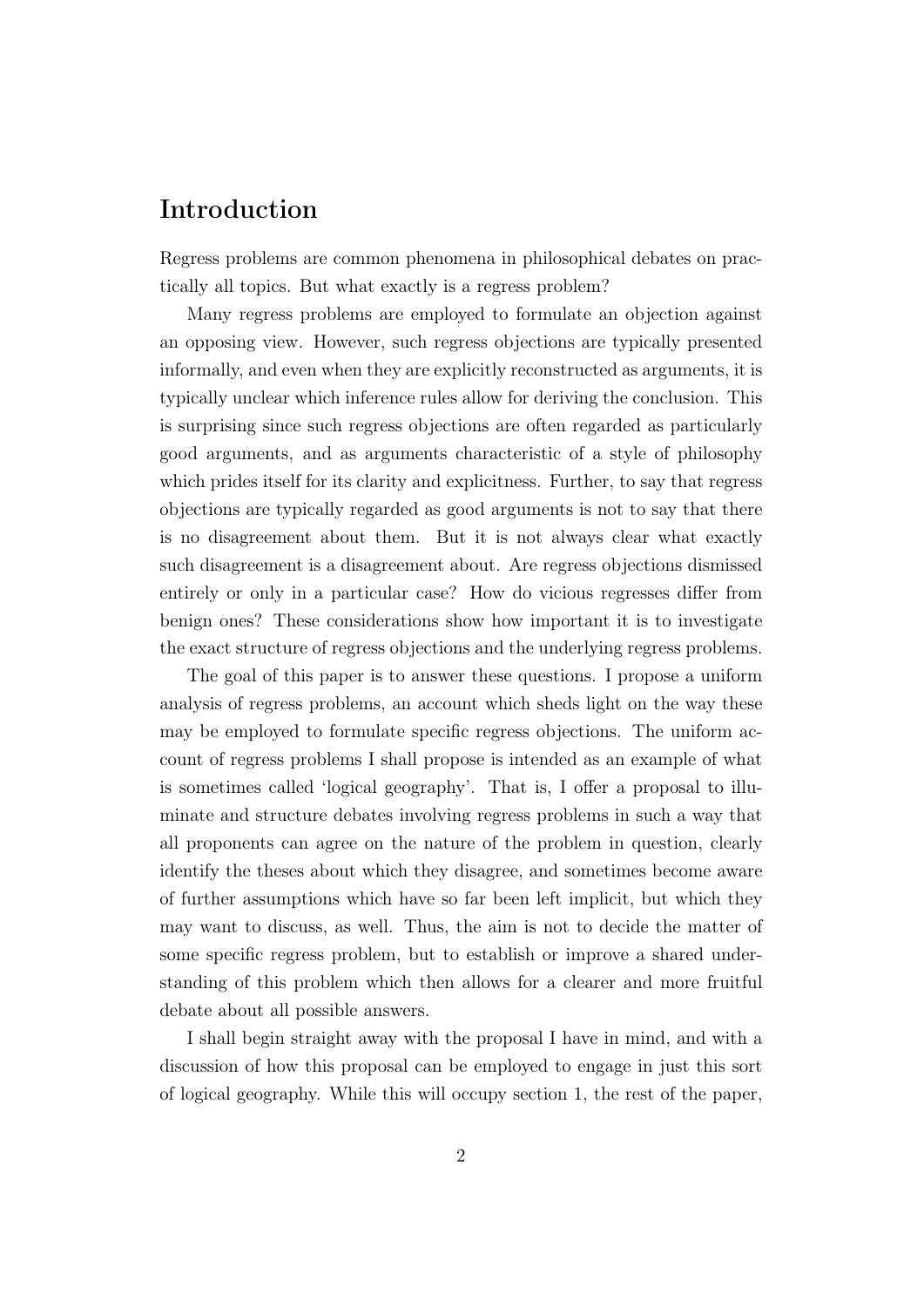# Introduction

Regress problems are common phenomena in philosophical debates on practically all topics. But what exactly is a regress problem?

Many regress problems are employed to formulate an objection against an opposing view. However, such regress objections are typically presented informally, and even when they are explicitly reconstructed as arguments, it is typically unclear which inference rules allow for deriving the conclusion. This is surprising since such regress objections are often regarded as particularly good arguments, and as arguments characteristic of a style of philosophy which prides itself for its clarity and explicitness. Further, to say that regress objections are typically regarded as good arguments is not to say that there is no disagreement about them. But it is not always clear what exactly such disagreement is a disagreement about. Are regress objections dismissed entirely or only in a particular case? How do vicious regresses differ from benign ones? These considerations show how important it is to investigate the exact structure of regress objections and the underlying regress problems.

The goal of this paper is to answer these questions. I propose a uniform analysis of regress problems, an account which sheds light on the way these may be employed to formulate specific regress objections. The uniform account of regress problems I shall propose is intended as an example of what is sometimes called 'logical geography'. That is, I offer a proposal to illuminate and structure debates involving regress problems in such a way that all proponents can agree on the nature of the problem in question, clearly identify the theses about which they disagree, and sometimes become aware of further assumptions which have so far been left implicit, but which they may want to discuss, as well. Thus, the aim is not to decide the matter of some specific regress problem, but to establish or improve a shared understanding of this problem which then allows for a clearer and more fruitful debate about all possible answers.

I shall begin straight away with the proposal I have in mind, and with a discussion of how this proposal can be employed to engage in just this sort of logical geography. While this will occupy section 1, the rest of the paper,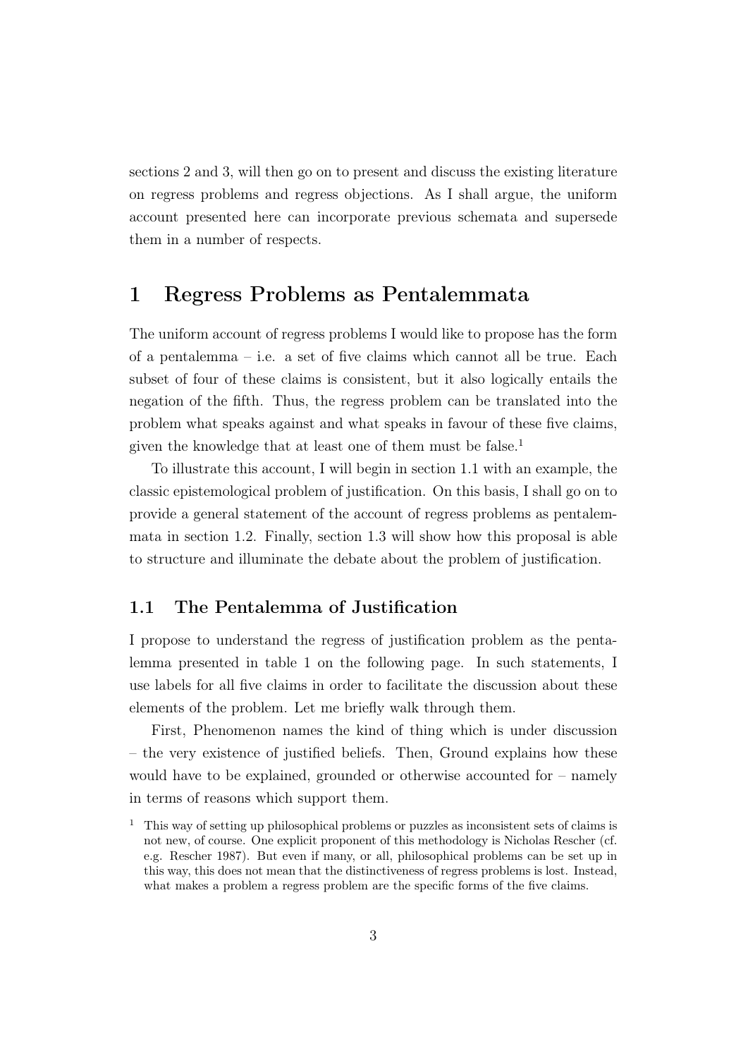sections 2 and 3, will then go on to present and discuss the existing literature on regress problems and regress objections. As I shall argue, the uniform account presented here can incorporate previous schemata and supersede them in a number of respects.

# 1 Regress Problems as Pentalemmata

The uniform account of regress problems I would like to propose has the form of a pentalemma – i.e. a set of five claims which cannot all be true. Each subset of four of these claims is consistent, but it also logically entails the negation of the fifth. Thus, the regress problem can be translated into the problem what speaks against and what speaks in favour of these five claims, given the knowledge that at least one of them must be false.[1]

To illustrate this account, I will begin in section 1.1 with an example, the classic epistemological problem of justification. On this basis, I shall go on to provide a general statement of the account of regress problems as pentalemmata in section 1.2. Finally, section 1.3 will show how this proposal is able to structure and illuminate the debate about the problem of justification.

## 1.1 The Pentalemma of Justification

I propose to understand the regress of justification problem as the pentalemma presented in table 1 on the following page. In such statements, I use labels for all five claims in order to facilitate the discussion about these elements of the problem. Let me briefly walk through them.

First, Phenomenon names the kind of thing which is under discussion – the very existence of justified beliefs. Then, Ground explains how these would have to be explained, grounded or otherwise accounted for – namely in terms of reasons which support them.

[1] This way of setting up philosophical problems or puzzles as inconsistent sets of claims is not new, of course. One explicit proponent of this methodology is Nicholas Rescher (cf. e.g. Rescher 1987). But even if many, or all, philosophical problems can be set up in this way, this does not mean that the distinctiveness of regress problems is lost. Instead, what makes a problem a regress problem are the specific forms of the five claims.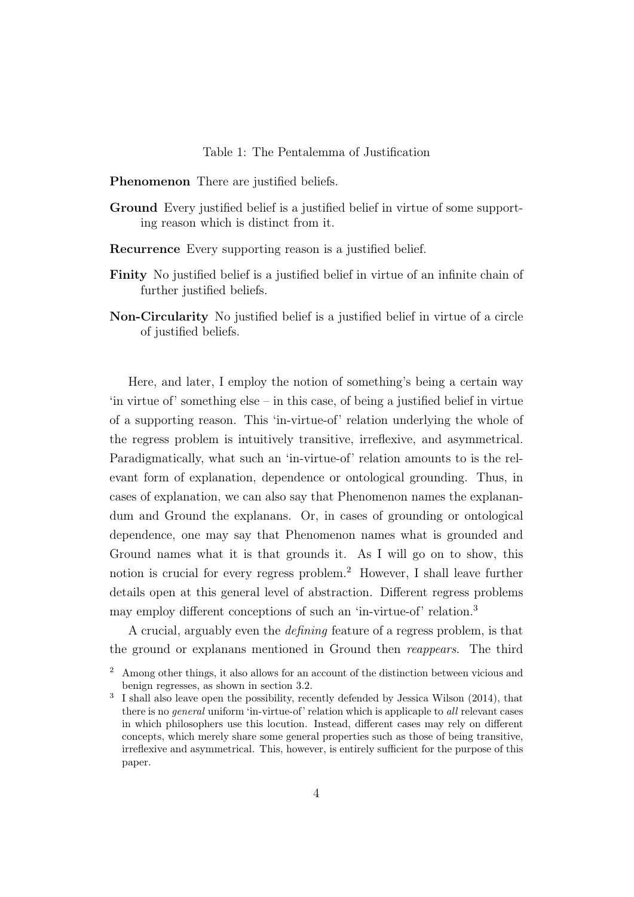Table 1: The Pentalemma of Justification

**Phenomenon** There are justified beliefs.

**Ground** Every justified belief is a justified belief in virtue of some supporting reason which is distinct from it.

**Recurrence** Every supporting reason is a justified belief.

**Finity** No justified belief is a justified belief in virtue of an infinite chain of further justified beliefs.

**Non-Circularity** No justified belief is a justified belief in virtue of a circle of justified beliefs.

Here, and later, I employ the notion of something's being a certain way 'in virtue of' something else – in this case, of being a justified belief in virtue of a supporting reason. This 'in-virtue-of' relation underlying the whole of the regress problem is intuitively transitive, irreflexive, and asymmetrical. Paradigmatically, what such an 'in-virtue-of' relation amounts to is the relevant form of explanation, dependence or ontological grounding. Thus, in cases of explanation, we can also say that Phenomenon names the explanandum and Ground the explanans. Or, in cases of grounding or ontological dependence, one may say that Phenomenon names what is grounded and Ground names what it is that grounds it. As I will go on to show, this notion is crucial for every regress problem.[2] However, I shall leave further details open at this general level of abstraction. Different regress problems may employ different conceptions of such an 'in-virtue-of' relation.[3]

A crucial, arguably even the *defining* feature of a regress problem, is that the ground or explanans mentioned in Ground then *reappears*. The third

[2] Among other things, it also allows for an account of the distinction between vicious and benign regresses, as shown in section 3.2.

[3] I shall also leave open the possibility, recently defended by Jessica Wilson (2014), that there is no *general* uniform 'in-virtue-of' relation which is applicable to *all* relevant cases in which philosophers use this locution. Instead, different cases may rely on different concepts, which merely share some general properties such as those of being transitive, irreflexive and asymmetrical. This, however, is entirely sufficient for the purpose of this paper.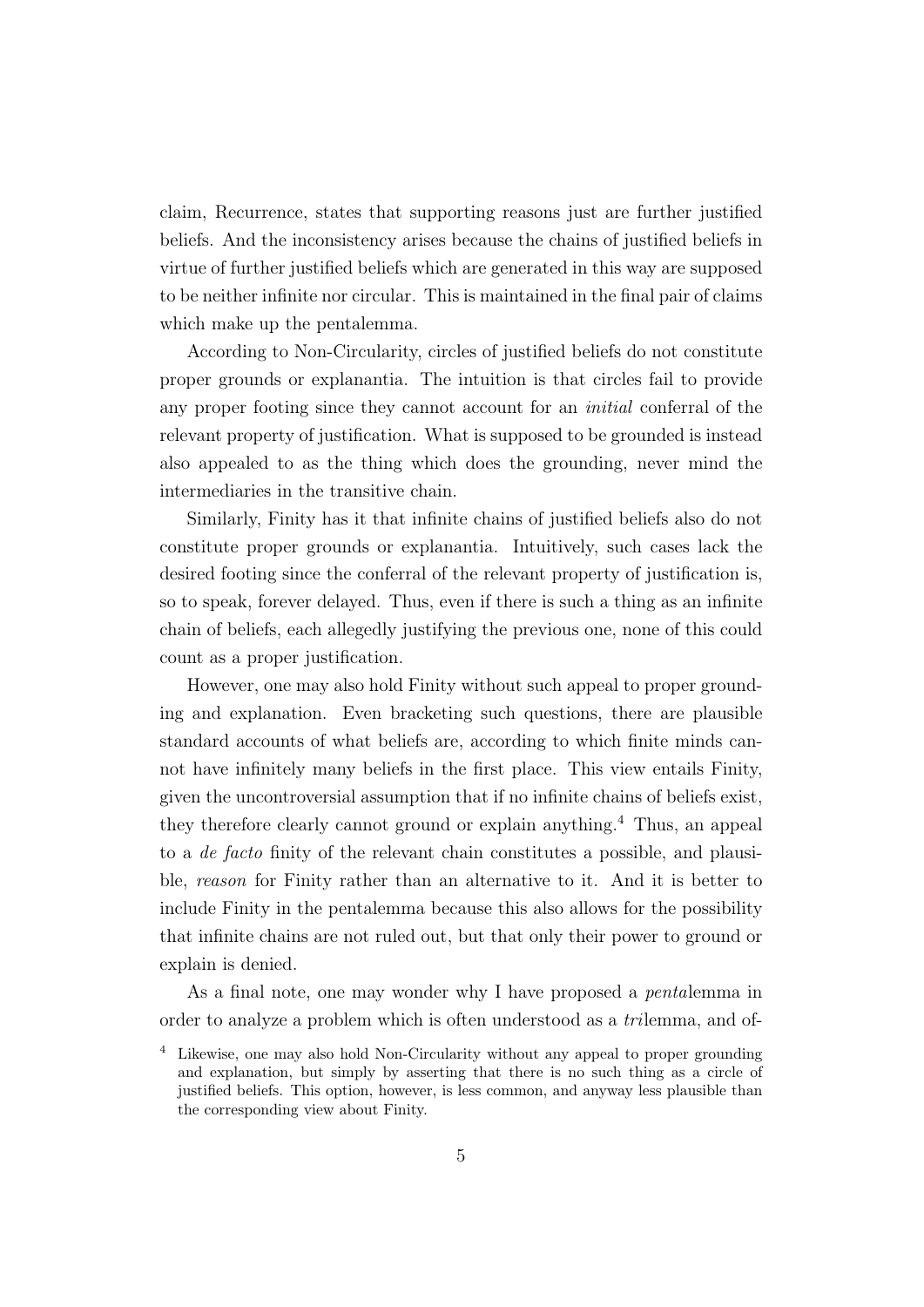claim, Recurrence, states that supporting reasons just are further justified beliefs. And the inconsistency arises because the chains of justified beliefs in virtue of further justified beliefs which are generated in this way are supposed to be neither infinite nor circular. This is maintained in the final pair of claims which make up the pentalemma.

According to Non-Circularity, circles of justified beliefs do not constitute proper grounds or explanantia. The intuition is that circles fail to provide any proper footing since they cannot account for an *initial* conferral of the relevant property of justification. What is supposed to be grounded is instead also appealed to as the thing which does the grounding, never mind the intermediaries in the transitive chain.

Similarly, Finity has it that infinite chains of justified beliefs also do not constitute proper grounds or explanantia. Intuitively, such cases lack the desired footing since the conferral of the relevant property of justification is, so to speak, forever delayed. Thus, even if there is such a thing as an infinite chain of beliefs, each allegedly justifying the previous one, none of this could count as a proper justification.

However, one may also hold Finity without such appeal to proper grounding and explanation. Even bracketing such questions, there are plausible standard accounts of what beliefs are, according to which finite minds cannot have infinitely many beliefs in the first place. This view entails Finity, given the uncontroversial assumption that if no infinite chains of beliefs exist, they therefore clearly cannot ground or explain anything.[4] Thus, an appeal to a *de facto* finity of the relevant chain constitutes a possible, and plausible, *reason* for Finity rather than an alternative to it. And it is better to include Finity in the pentalemma because this also allows for the possibility that infinite chains are not ruled out, but that only their power to ground or explain is denied.

As a final note, one may wonder why I have proposed a *penta*lemma in order to analyze a problem which is often understood as a *tri*lemma, and of-

[4] Likewise, one may also hold Non-Circularity without any appeal to proper grounding and explanation, but simply by asserting that there is no such thing as a circle of justified beliefs. This option, however, is less common, and anyway less plausible than the corresponding view about Finity.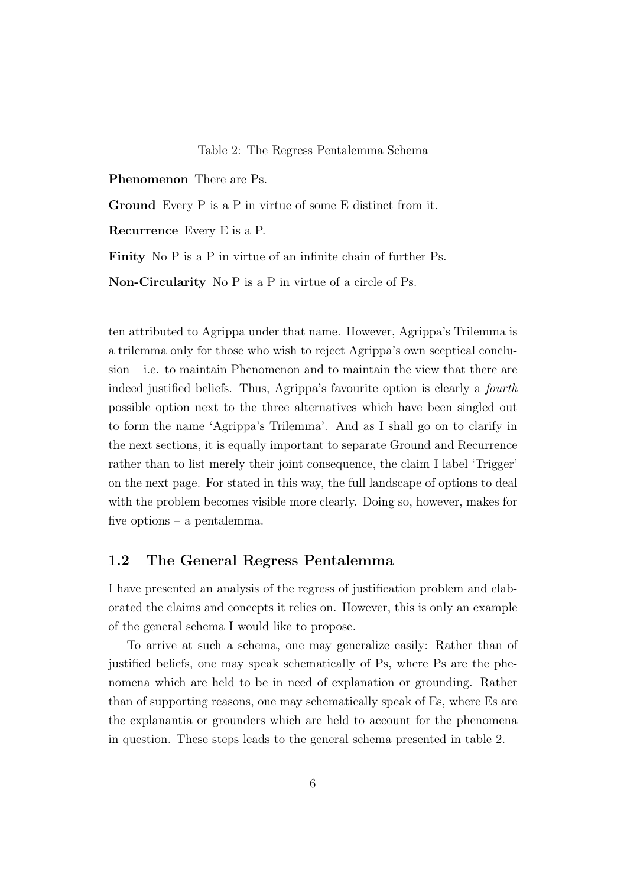Table 2: The Regress Pentalemma Schema

**Phenomenon** There are Ps.

**Ground** Every P is a P in virtue of some E distinct from it.

**Recurrence** Every E is a P.

**Finity** No P is a P in virtue of an infinite chain of further Ps.

**Non-Circularity** No P is a P in virtue of a circle of Ps.

ten attributed to Agrippa under that name. However, Agrippa's Trilemma is a trilemma only for those who wish to reject Agrippa's own sceptical conclusion – i.e. to maintain Phenomenon and to maintain the view that there are indeed justified beliefs. Thus, Agrippa's favourite option is clearly a *fourth* possible option next to the three alternatives which have been singled out to form the name 'Agrippa's Trilemma'. And as I shall go on to clarify in the next sections, it is equally important to separate Ground and Recurrence rather than to list merely their joint consequence, the claim I label 'Trigger' on the next page. For stated in this way, the full landscape of options to deal with the problem becomes visible more clearly. Doing so, however, makes for five options – a pentalemma.

## 1.2 The General Regress Pentalemma

I have presented an analysis of the regress of justification problem and elaborated the claims and concepts it relies on. However, this is only an example of the general schema I would like to propose.

To arrive at such a schema, one may generalize easily: Rather than of justified beliefs, one may speak schematically of Ps, where Ps are the phenomena which are held to be in need of explanation or grounding. Rather than of supporting reasons, one may schematically speak of Es, where Es are the explanantia or grounders which are held to account for the phenomena in question. These steps leads to the general schema presented in table 2.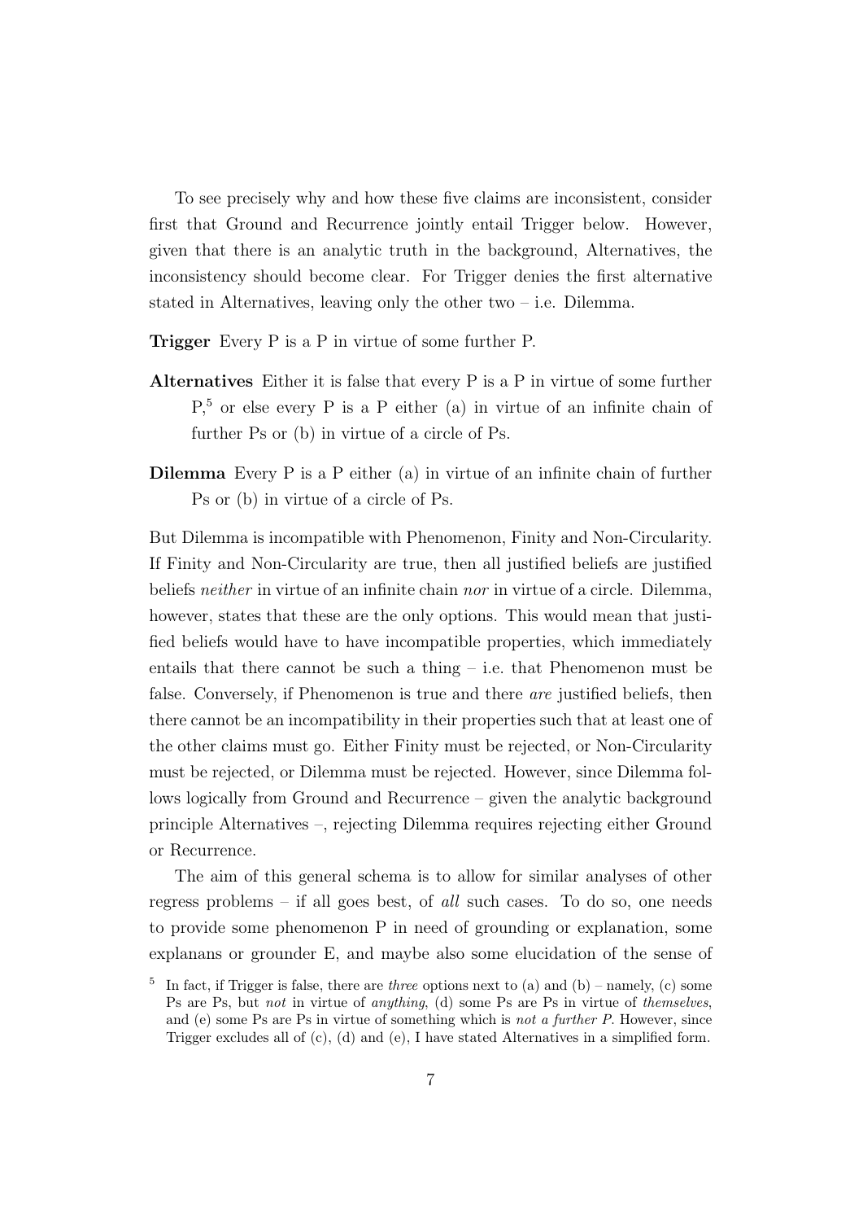To see precisely why and how these five claims are inconsistent, consider first that Ground and Recurrence jointly entail Trigger below. However, given that there is an analytic truth in the background, Alternatives, the inconsistency should become clear. For Trigger denies the first alternative stated in Alternatives, leaving only the other two – i.e. Dilemma.

**Trigger** Every P is a P in virtue of some further P.

**Alternatives** Either it is false that every P is a P in virtue of some further P,[5] or else every P is a P either (a) in virtue of an infinite chain of further Ps or (b) in virtue of a circle of Ps.

**Dilemma** Every P is a P either (a) in virtue of an infinite chain of further Ps or (b) in virtue of a circle of Ps.

But Dilemma is incompatible with Phenomenon, Finity and Non-Circularity. If Finity and Non-Circularity are true, then all justified beliefs are justified beliefs *neither* in virtue of an infinite chain *nor* in virtue of a circle. Dilemma, however, states that these are the only options. This would mean that justified beliefs would have to have incompatible properties, which immediately entails that there cannot be such a thing – i.e. that Phenomenon must be false. Conversely, if Phenomenon is true and there *are* justified beliefs, then there cannot be an incompatibility in their properties such that at least one of the other claims must go. Either Finity must be rejected, or Non-Circularity must be rejected, or Dilemma must be rejected. However, since Dilemma follows logically from Ground and Recurrence – given the analytic background principle Alternatives –, rejecting Dilemma requires rejecting either Ground or Recurrence.

The aim of this general schema is to allow for similar analyses of other regress problems – if all goes best, of *all* such cases. To do so, one needs to provide some phenomenon P in need of grounding or explanation, some explanans or grounder E, and maybe also some elucidation of the sense of

[5] In fact, if Trigger is false, there are *three* options next to (a) and (b) – namely, (c) some Ps are Ps, but *not* in virtue of *anything*, (d) some Ps are Ps in virtue of *themselves*, and (e) some Ps are Ps in virtue of something which is *not a further P*. However, since Trigger excludes all of (c), (d) and (e), I have stated Alternatives in a simplified form.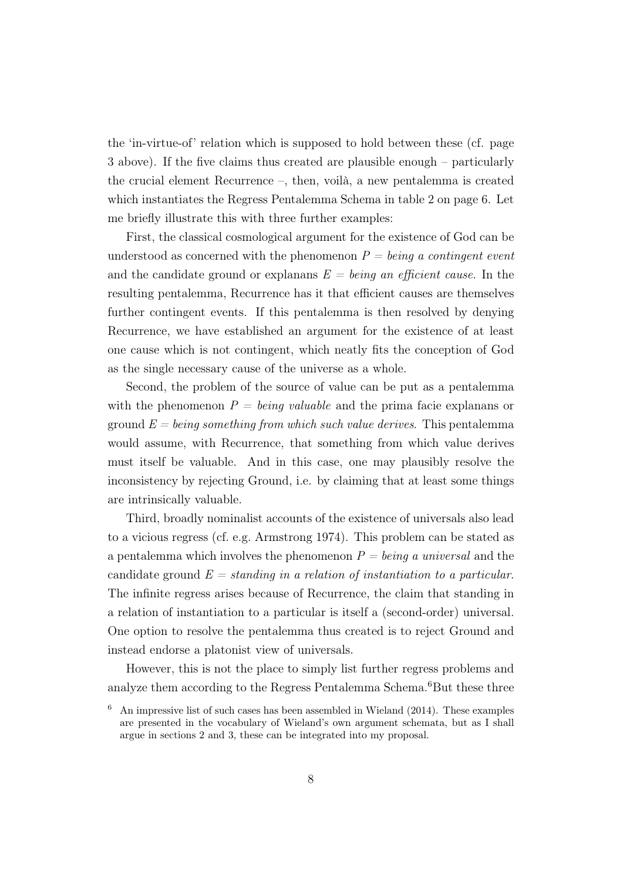the 'in-virtue-of' relation which is supposed to hold between these (cf. page 3 above). If the five claims thus created are plausible enough – particularly the crucial element Recurrence –, then, voilà, a new pentalemma is created which instantiates the Regress Pentalemma Schema in table 2 on page 6. Let me briefly illustrate this with three further examples:

First, the classical cosmological argument for the existence of God can be understood as concerned with the phenomenon $P$ = *being a contingent event* and the candidate ground or explanans $E$ = *being an efficient cause*. In the resulting pentalemma, Recurrence has it that efficient causes are themselves further contingent events. If this pentalemma is then resolved by denying Recurrence, we have established an argument for the existence of at least one cause which is not contingent, which neatly fits the conception of God as the single necessary cause of the universe as a whole.

Second, the problem of the source of value can be put as a pentalemma with the phenomenon $P$ = *being valuable* and the prima facie explanans or ground $E$ = *being something from which such value derives*. This pentalemma would assume, with Recurrence, that something from which value derives must itself be valuable. And in this case, one may plausibly resolve the inconsistency by rejecting Ground, i.e. by claiming that at least some things are intrinsically valuable.

Third, broadly nominalist accounts of the existence of universals also lead to a vicious regress (cf. e.g. Armstrong 1974). This problem can be stated as a pentalemma which involves the phenomenon $P$ = *being a universal* and the candidate ground $E$ = *standing in a relation of instantiation to a particular*. The infinite regress arises because of Recurrence, the claim that standing in a relation of instantiation to a particular is itself a (second-order) universal. One option to resolve the pentalemma thus created is to reject Ground and instead endorse a platonist view of universals.

However, this is not the place to simply list further regress problems and analyze them according to the Regress Pentalemma Schema.[6] But these three

[6] An impressive list of such cases has been assembled in Wieland (2014). These examples are presented in the vocabulary of Wieland's own argument schemata, but as I shall argue in sections 2 and 3, these can be integrated into my proposal.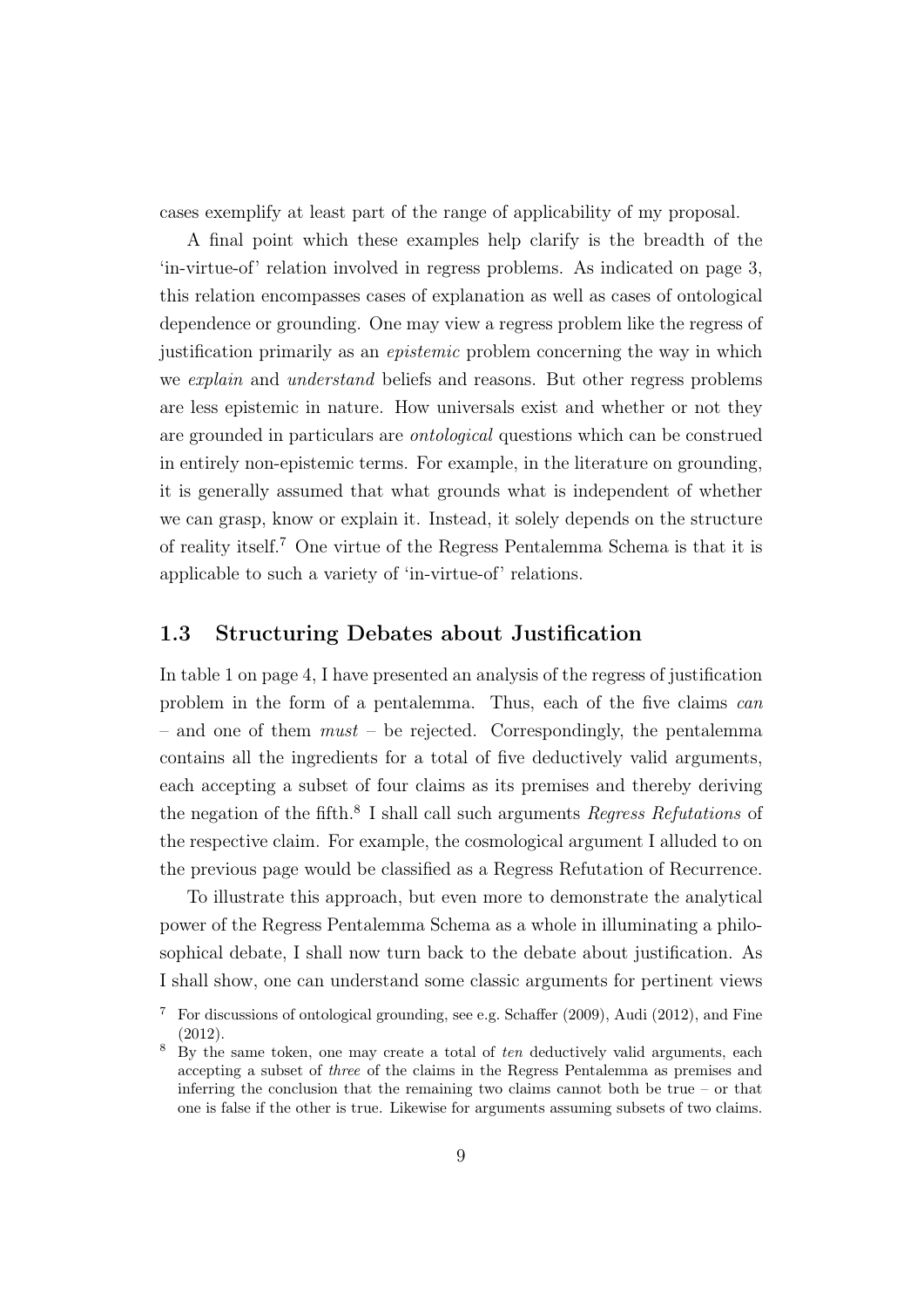cases exemplify at least part of the range of applicability of my proposal.

A final point which these examples help clarify is the breadth of the 'in-virtue-of' relation involved in regress problems. As indicated on page 3, this relation encompasses cases of explanation as well as cases of ontological dependence or grounding. One may view a regress problem like the regress of justification primarily as an *epistemic* problem concerning the way in which we *explain* and *understand* beliefs and reasons. But other regress problems are less epistemic in nature. How universals exist and whether or not they are grounded in particulars are *ontological* questions which can be construed in entirely non-epistemic terms. For example, in the literature on grounding, it is generally assumed that what grounds what is independent of whether we can grasp, know or explain it. Instead, it solely depends on the structure of reality itself.[7] One virtue of the Regress Pentalemma Schema is that it is applicable to such a variety of 'in-virtue-of' relations.

## 1.3 Structuring Debates about Justification

In table 1 on page 4, I have presented an analysis of the regress of justification problem in the form of a pentalemma. Thus, each of the five claims *can* – and one of them *must* – be rejected. Correspondingly, the pentalemma contains all the ingredients for a total of five deductively valid arguments, each accepting a subset of four claims as its premises and thereby deriving the negation of the fifth.[8] I shall call such arguments *Regress Refutations* of the respective claim. For example, the cosmological argument I alluded to on the previous page would be classified as a Regress Refutation of Recurrence.

To illustrate this approach, but even more to demonstrate the analytical power of the Regress Pentalemma Schema as a whole in illuminating a philosophical debate, I shall now turn back to the debate about justification. As I shall show, one can understand some classic arguments for pertinent views

[7] For discussions of ontological grounding, see e.g. Schaffer (2009), Audi (2012), and Fine (2012).

[8] By the same token, one may create a total of *ten* deductively valid arguments, each accepting a subset of *three* of the claims in the Regress Pentalemma as premises and inferring the conclusion that the remaining two claims cannot both be true – or that one is false if the other is true. Likewise for arguments assuming subsets of two claims.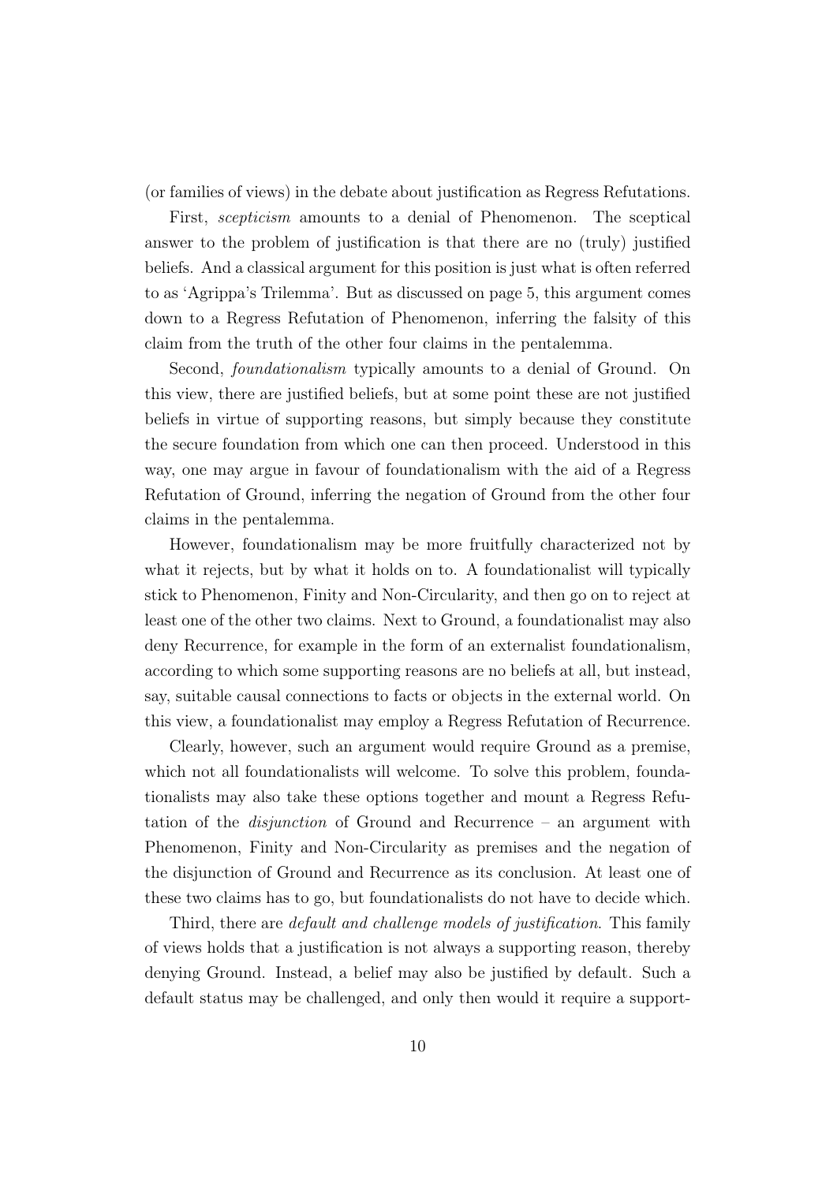(or families of views) in the debate about justification as Regress Refutations.

First, *scepticism* amounts to a denial of Phenomenon. The sceptical answer to the problem of justification is that there are no (truly) justified beliefs. And a classical argument for this position is just what is often referred to as 'Agrippa's Trilemma'. But as discussed on page 5, this argument comes down to a Regress Refutation of Phenomenon, inferring the falsity of this claim from the truth of the other four claims in the pentalemma.

Second, *foundationalism* typically amounts to a denial of Ground. On this view, there are justified beliefs, but at some point these are not justified beliefs in virtue of supporting reasons, but simply because they constitute the secure foundation from which one can then proceed. Understood in this way, one may argue in favour of foundationalism with the aid of a Regress Refutation of Ground, inferring the negation of Ground from the other four claims in the pentalemma.

However, foundationalism may be more fruitfully characterized not by what it rejects, but by what it holds on to. A foundationalist will typically stick to Phenomenon, Finity and Non-Circularity, and then go on to reject at least one of the other two claims. Next to Ground, a foundationalist may also deny Recurrence, for example in the form of an externalist foundationalism, according to which some supporting reasons are no beliefs at all, but instead, say, suitable causal connections to facts or objects in the external world. On this view, a foundationalist may employ a Regress Refutation of Recurrence.

Clearly, however, such an argument would require Ground as a premise, which not all foundationalists will welcome. To solve this problem, foundationalists may also take these options together and mount a Regress Refutation of the *disjunction* of Ground and Recurrence – an argument with Phenomenon, Finity and Non-Circularity as premises and the negation of the disjunction of Ground and Recurrence as its conclusion. At least one of these two claims has to go, but foundationalists do not have to decide which.

Third, there are *default and challenge models of justification*. This family of views holds that a justification is not always a supporting reason, thereby denying Ground. Instead, a belief may also be justified by default. Such a default status may be challenged, and only then would it require a support-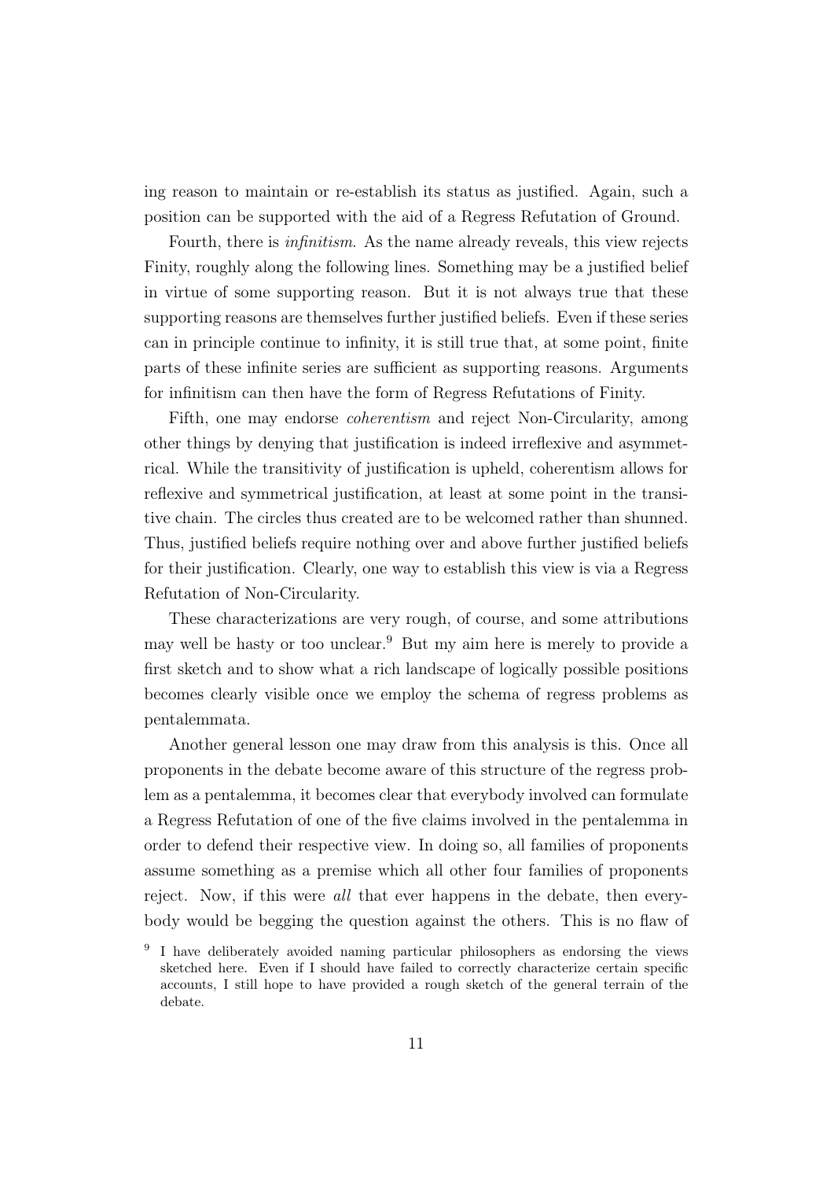ing reason to maintain or re-establish its status as justified. Again, such a position can be supported with the aid of a Regress Refutation of Ground.

Fourth, there is *infinitism*. As the name already reveals, this view rejects Finity, roughly along the following lines. Something may be a justified belief in virtue of some supporting reason. But it is not always true that these supporting reasons are themselves further justified beliefs. Even if these series can in principle continue to infinity, it is still true that, at some point, finite parts of these infinite series are sufficient as supporting reasons. Arguments for infinitism can then have the form of Regress Refutations of Finity.

Fifth, one may endorse *coherentism* and reject Non-Circularity, among other things by denying that justification is indeed irreflexive and asymmetrical. While the transitivity of justification is upheld, coherentism allows for reflexive and symmetrical justification, at least at some point in the transitive chain. The circles thus created are to be welcomed rather than shunned. Thus, justified beliefs require nothing over and above further justified beliefs for their justification. Clearly, one way to establish this view is via a Regress Refutation of Non-Circularity.

These characterizations are very rough, of course, and some attributions may well be hasty or too unclear.[9] But my aim here is merely to provide a first sketch and to show what a rich landscape of logically possible positions becomes clearly visible once we employ the schema of regress problems as pentalemmata.

Another general lesson one may draw from this analysis is this. Once all proponents in the debate become aware of this structure of the regress problem as a pentalemma, it becomes clear that everybody involved can formulate a Regress Refutation of one of the five claims involved in the pentalemma in order to defend their respective view. In doing so, all families of proponents assume something as a premise which all other four families of proponents reject. Now, if this were *all* that ever happens in the debate, then everybody would be begging the question against the others. This is no flaw of

[9] I have deliberately avoided naming particular philosophers as endorsing the views sketched here. Even if I should have failed to correctly characterize certain specific accounts, I still hope to have provided a rough sketch of the general terrain of the debate.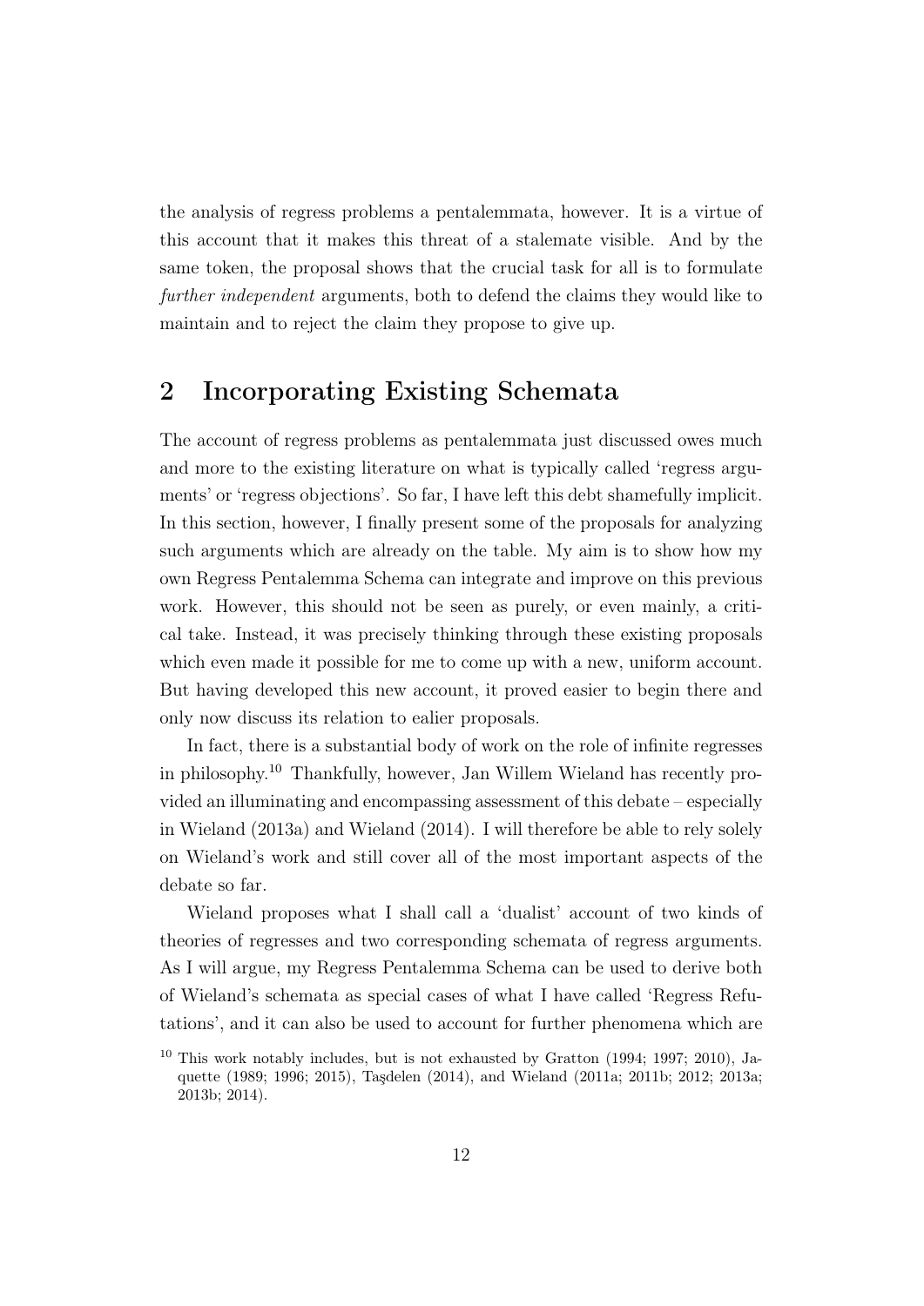the analysis of regress problems a pentalemmata, however. It is a virtue of this account that it makes this threat of a stalemate visible. And by the same token, the proposal shows that the crucial task for all is to formulate *further independent* arguments, both to defend the claims they would like to maintain and to reject the claim they propose to give up.

## 2 Incorporating Existing Schemata

The account of regress problems as pentalemmata just discussed owes much and more to the existing literature on what is typically called 'regress arguments' or 'regress objections'. So far, I have left this debt shamefully implicit. In this section, however, I finally present some of the proposals for analyzing such arguments which are already on the table. My aim is to show how my own Regress Pentalemma Schema can integrate and improve on this previous work. However, this should not be seen as purely, or even mainly, a critical take. Instead, it was precisely thinking through these existing proposals which even made it possible for me to come up with a new, uniform account. But having developed this new account, it proved easier to begin there and only now discuss its relation to ealier proposals.

In fact, there is a substantial body of work on the role of infinite regresses in philosophy.[10] Thankfully, however, Jan Willem Wieland has recently provided an illuminating and encompassing assessment of this debate – especially in Wieland (2013a) and Wieland (2014). I will therefore be able to rely solely on Wieland's work and still cover all of the most important aspects of the debate so far.

Wieland proposes what I shall call a 'dualist' account of two kinds of theories of regresses and two corresponding schemata of regress arguments. As I will argue, my Regress Pentalemma Schema can be used to derive both of Wieland's schemata as special cases of what I have called 'Regress Refutations', and it can also be used to account for further phenomena which are

[10] This work notably includes, but is not exhausted by Gratton (1994; 1997; 2010), Jaquette (1989; 1996; 2015), Taşdelen (2014), and Wieland (2011a; 2011b; 2012; 2013a; 2013b; 2014).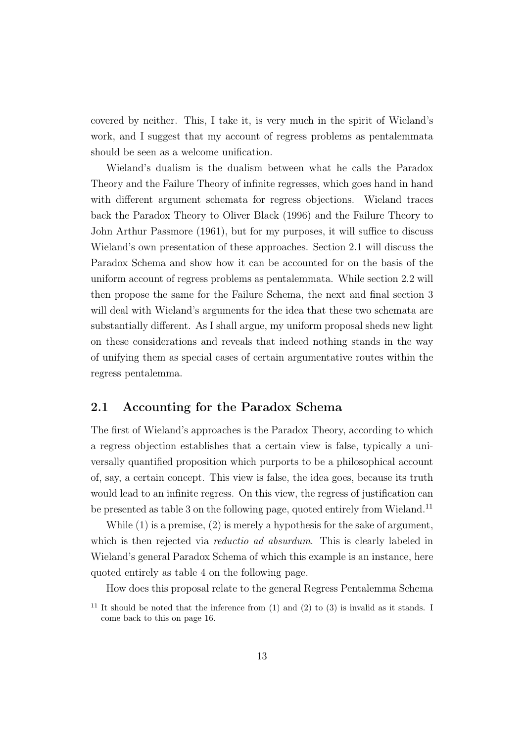covered by neither. This, I take it, is very much in the spirit of Wieland's work, and I suggest that my account of regress problems as pentalemmata should be seen as a welcome unification.

Wieland's dualism is the dualism between what he calls the Paradox Theory and the Failure Theory of infinite regresses, which goes hand in hand with different argument schemata for regress objections. Wieland traces back the Paradox Theory to Oliver Black (1996) and the Failure Theory to John Arthur Passmore (1961), but for my purposes, it will suffice to discuss Wieland's own presentation of these approaches. Section 2.1 will discuss the Paradox Schema and show how it can be accounted for on the basis of the uniform account of regress problems as pentalemmata. While section 2.2 will then propose the same for the Failure Schema, the next and final section 3 will deal with Wieland's arguments for the idea that these two schemata are substantially different. As I shall argue, my uniform proposal sheds new light on these considerations and reveals that indeed nothing stands in the way of unifying them as special cases of certain argumentative routes within the regress pentalemma.

## 2.1 Accounting for the Paradox Schema

The first of Wieland's approaches is the Paradox Theory, according to which a regress objection establishes that a certain view is false, typically a universally quantified proposition which purports to be a philosophical account of, say, a certain concept. This view is false, the idea goes, because its truth would lead to an infinite regress. On this view, the regress of justification can be presented as table 3 on the following page, quoted entirely from Wieland.[11]

While (1) is a premise, (2) is merely a hypothesis for the sake of argument, which is then rejected via *reductio ad absurdum*. This is clearly labeled in Wieland's general Paradox Schema of which this example is an instance, here quoted entirely as table 4 on the following page.

How does this proposal relate to the general Regress Pentalemma Schema

[11] It should be noted that the inference from (1) and (2) to (3) is invalid as it stands. I come back to this on page 16.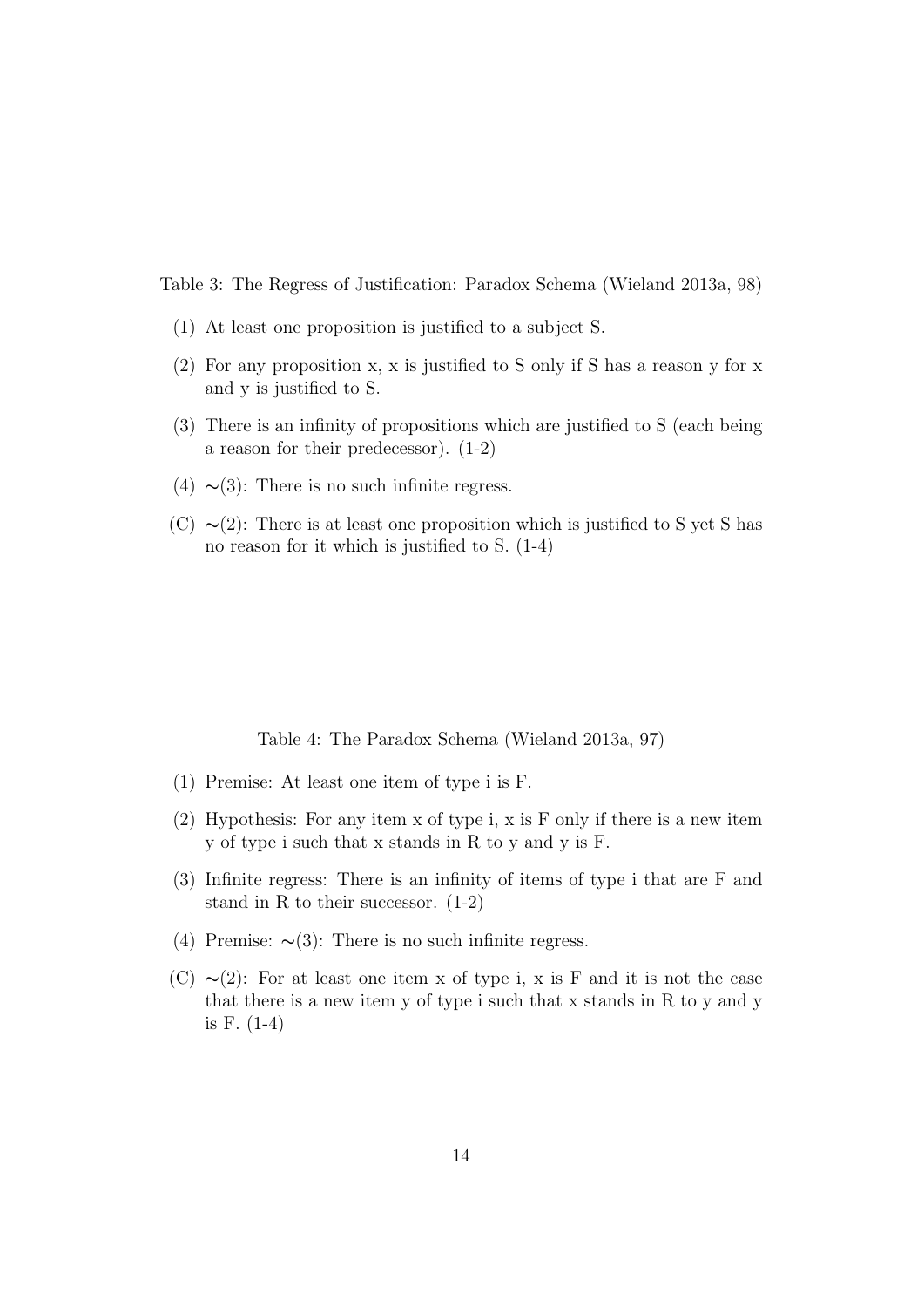Table 3: The Regress of Justification: Paradox Schema (Wieland 2013a, 98)

(1) At least one proposition is justified to a subject S.

(2) For any proposition x, x is justified to S only if S has a reason y for x and y is justified to S.

(3) There is an infinity of propositions which are justified to S (each being a reason for their predecessor). (1-2)

(4) ∼(3): There is no such infinite regress.

(C) ∼(2): There is at least one proposition which is justified to S yet S has no reason for it which is justified to S. (1-4)

Table 4: The Paradox Schema (Wieland 2013a, 97)

(1) Premise: At least one item of type i is F.

(2) Hypothesis: For any item x of type i, x is F only if there is a new item y of type i such that x stands in R to y and y is F.

(3) Infinite regress: There is an infinity of items of type i that are F and stand in R to their successor. (1-2)

(4) Premise: ∼(3): There is no such infinite regress.

(C) ∼(2): For at least one item x of type i, x is F and it is not the case that there is a new item y of type i such that x stands in R to y and y is F. (1-4)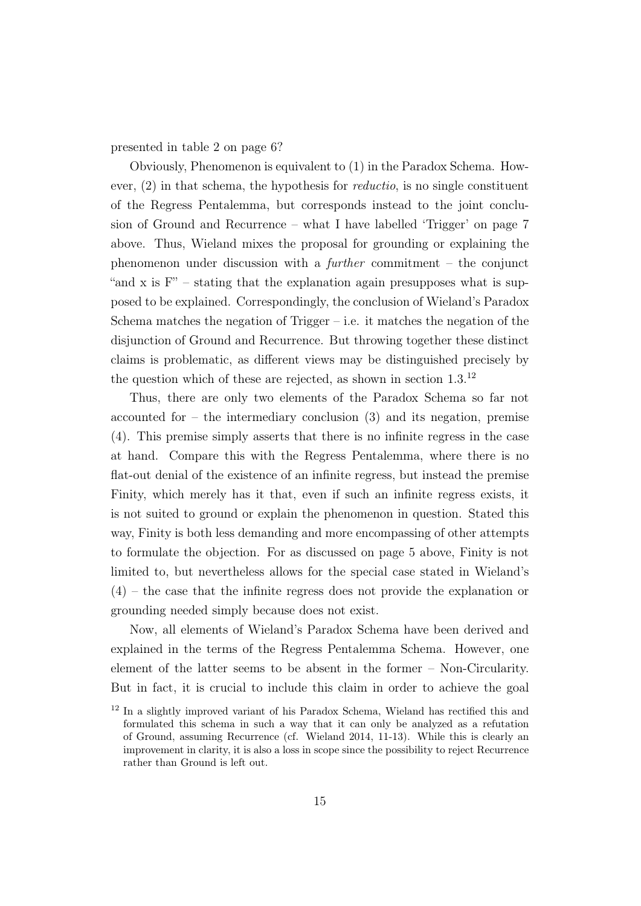presented in table 2 on page 6?

Obviously, Phenomenon is equivalent to (1) in the Paradox Schema. However, (2) in that schema, the hypothesis for *reductio*, is no single constituent of the Regress Pentalemma, but corresponds instead to the joint conclusion of Ground and Recurrence – what I have labelled 'Trigger' on page 7 above. Thus, Wieland mixes the proposal for grounding or explaining the phenomenon under discussion with a *further* commitment – the conjunct "and x is F" – stating that the explanation again presupposes what is supposed to be explained. Correspondingly, the conclusion of Wieland's Paradox Schema matches the negation of Trigger – i.e. it matches the negation of the disjunction of Ground and Recurrence. But throwing together these distinct claims is problematic, as different views may be distinguished precisely by the question which of these are rejected, as shown in section 1.3.[12]

Thus, there are only two elements of the Paradox Schema so far not accounted for – the intermediary conclusion (3) and its negation, premise (4). This premise simply asserts that there is no infinite regress in the case at hand. Compare this with the Regress Pentalemma, where there is no flat-out denial of the existence of an infinite regress, but instead the premise Finity, which merely has it that, even if such an infinite regress exists, it is not suited to ground or explain the phenomenon in question. Stated this way, Finity is both less demanding and more encompassing of other attempts to formulate the objection. For as discussed on page 5 above, Finity is not limited to, but nevertheless allows for the special case stated in Wieland's (4) – the case that the infinite regress does not provide the explanation or grounding needed simply because does not exist.

Now, all elements of Wieland's Paradox Schema have been derived and explained in the terms of the Regress Pentalemma Schema. However, one element of the latter seems to be absent in the former – Non-Circularity. But in fact, it is crucial to include this claim in order to achieve the goal

[12] In a slightly improved variant of his Paradox Schema, Wieland has rectified this and formulated this schema in such a way that it can only be analyzed as a refutation of Ground, assuming Recurrence (cf. Wieland 2014, 11-13). While this is clearly an improvement in clarity, it is also a loss in scope since the possibility to reject Recurrence rather than Ground is left out.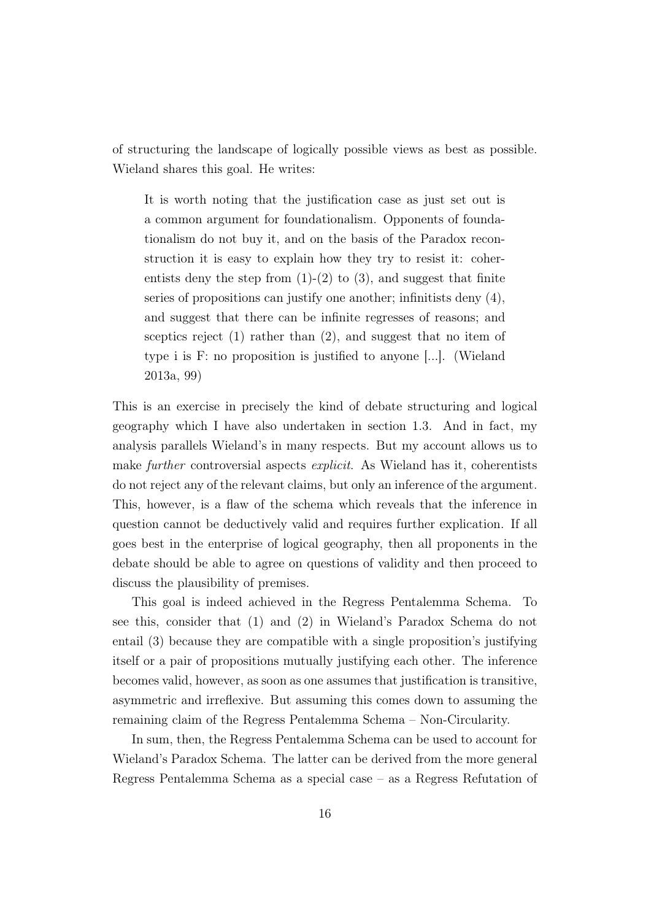of structuring the landscape of logically possible views as best as possible. Wieland shares this goal. He writes:

> It is worth noting that the justification case as just set out is a common argument for foundationalism. Opponents of foundationalism do not buy it, and on the basis of the Paradox reconstruction it is easy to explain how they try to resist it: coherentists deny the step from (1)-(2) to (3), and suggest that finite series of propositions can justify one another; infinitists deny (4), and suggest that there can be infinite regresses of reasons; and sceptics reject (1) rather than (2), and suggest that no item of type i is F: no proposition is justified to anyone [...]. (Wieland 2013a, 99)

This is an exercise in precisely the kind of debate structuring and logical geography which I have also undertaken in section 1.3. And in fact, my analysis parallels Wieland's in many respects. But my account allows us to make *further* controversial aspects *explicit*. As Wieland has it, coherentists do not reject any of the relevant claims, but only an inference of the argument. This, however, is a flaw of the schema which reveals that the inference in question cannot be deductively valid and requires further explication. If all goes best in the enterprise of logical geography, then all proponents in the debate should be able to agree on questions of validity and then proceed to discuss the plausibility of premises.

This goal is indeed achieved in the Regress Pentalemma Schema. To see this, consider that (1) and (2) in Wieland's Paradox Schema do not entail (3) because they are compatible with a single proposition's justifying itself or a pair of propositions mutually justifying each other. The inference becomes valid, however, as soon as one assumes that justification is transitive, asymmetric and irreflexive. But assuming this comes down to assuming the remaining claim of the Regress Pentalemma Schema – Non-Circularity.

In sum, then, the Regress Pentalemma Schema can be used to account for Wieland's Paradox Schema. The latter can be derived from the more general Regress Pentalemma Schema as a special case – as a Regress Refutation of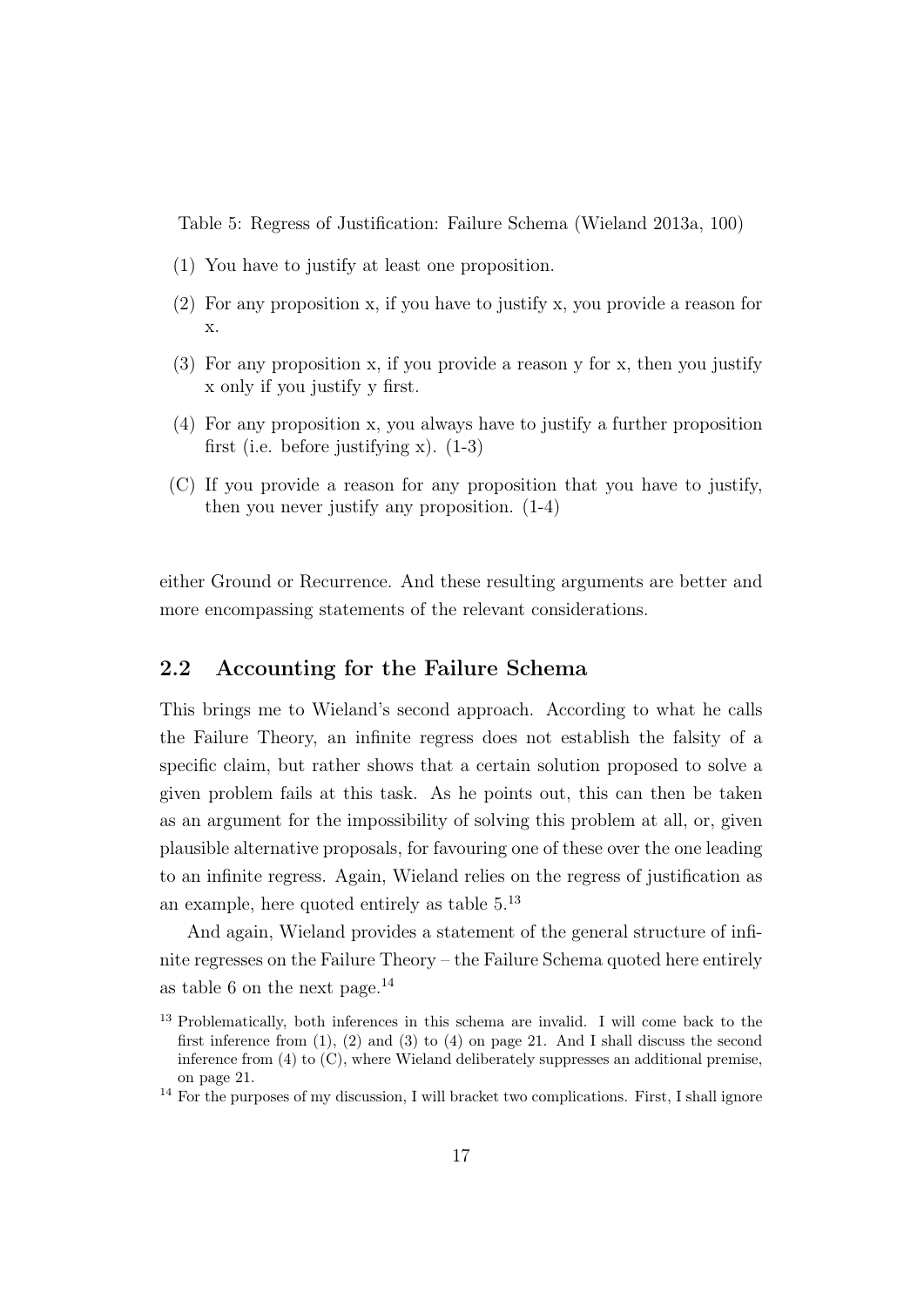Table 5: Regress of Justification: Failure Schema (Wieland 2013a, 100)

(1) You have to justify at least one proposition.

(2) For any proposition x, if you have to justify x, you provide a reason for x.

(3) For any proposition x, if you provide a reason y for x, then you justify x only if you justify y first.

(4) For any proposition x, you always have to justify a further proposition first (i.e. before justifying x). (1-3)

(C) If you provide a reason for any proposition that you have to justify, then you never justify any proposition. (1-4)

either Ground or Recurrence. And these resulting arguments are better and more encompassing statements of the relevant considerations.

## 2.2 Accounting for the Failure Schema

This brings me to Wieland's second approach. According to what he calls the Failure Theory, an infinite regress does not establish the falsity of a specific claim, but rather shows that a certain solution proposed to solve a given problem fails at this task. As he points out, this can then be taken as an argument for the impossibility of solving this problem at all, or, given plausible alternative proposals, for favouring one of these over the one leading to an infinite regress. Again, Wieland relies on the regress of justification as an example, here quoted entirely as table 5.[13]

And again, Wieland provides a statement of the general structure of infinite regresses on the Failure Theory – the Failure Schema quoted here entirely as table 6 on the next page.[14]

[13] Problematically, both inferences in this schema are invalid. I will come back to the first inference from (1), (2) and (3) to (4) on page 21. And I shall discuss the second inference from (4) to (C), where Wieland deliberately suppresses an additional premise, on page 21.

[14] For the purposes of my discussion, I will bracket two complications. First, I shall ignore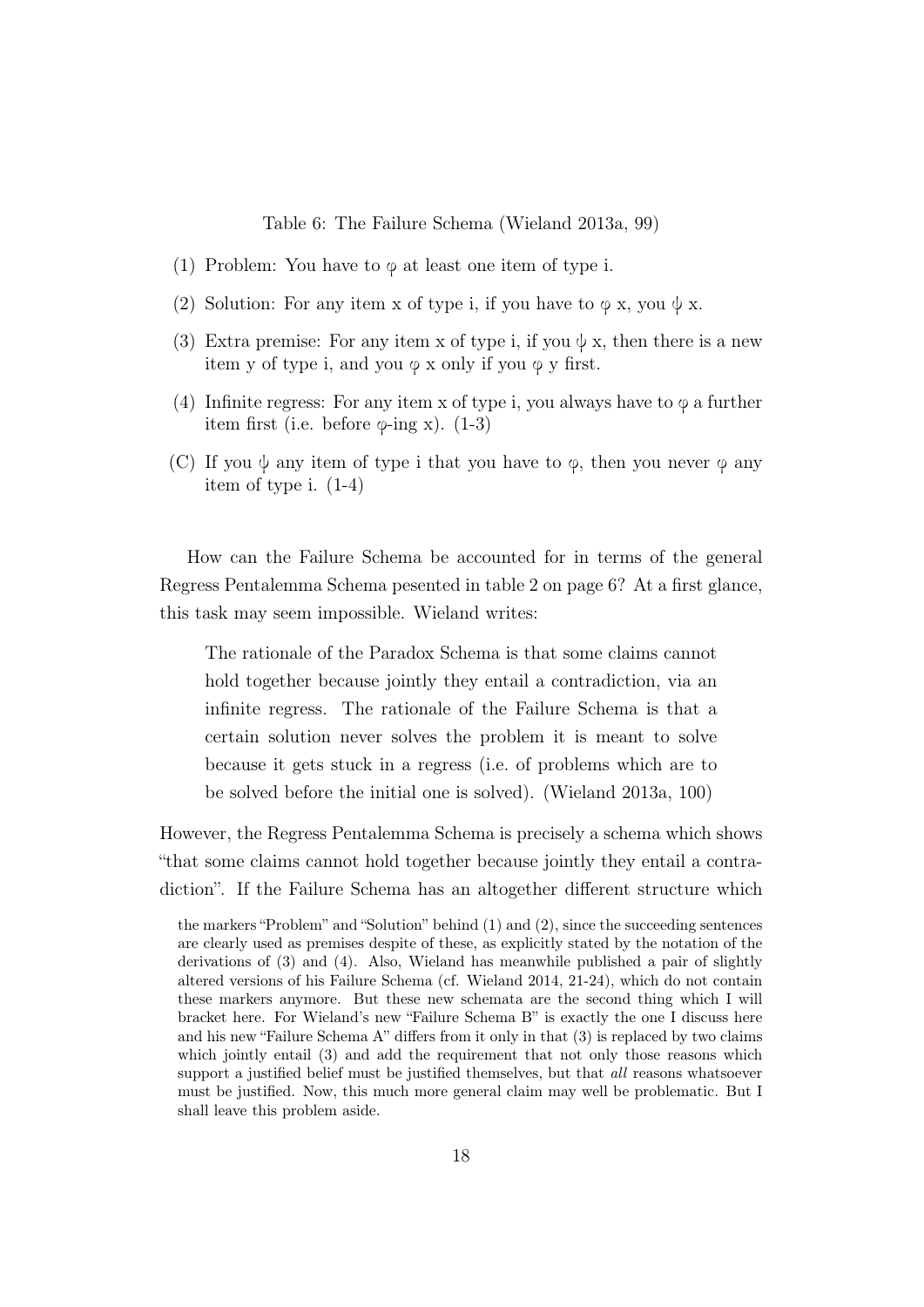Table 6: The Failure Schema (Wieland 2013a, 99)

(1) Problem: You have to $\varphi$ at least one item of type i.

(2) Solution: For any item x of type i, if you have to $\varphi$ x, you $\psi$ x.

(3) Extra premise: For any item x of type i, if you $\psi$ x, then there is a new item y of type i, and you $\varphi$ x only if you $\varphi$ y first.

(4) Infinite regress: For any item x of type i, you always have to $\varphi$ a further item first (i.e. before $\varphi$-ing x). (1-3)

(C) If you $\psi$ any item of type i that you have to $\varphi$, then you never $\varphi$ any item of type i. (1-4)

How can the Failure Schema be accounted for in terms of the general Regress Pentalemma Schema pesented in table 2 on page 6? At a first glance, this task may seem impossible. Wieland writes:

> The rationale of the Paradox Schema is that some claims cannot hold together because jointly they entail a contradiction, via an infinite regress. The rationale of the Failure Schema is that a certain solution never solves the problem it is meant to solve because it gets stuck in a regress (i.e. of problems which are to be solved before the initial one is solved). (Wieland 2013a, 100)

However, the Regress Pentalemma Schema is precisely a schema which shows "that some claims cannot hold together because jointly they entail a contradiction". If the Failure Schema has an altogether different structure which

the markers "Problem" and "Solution" behind (1) and (2), since the succeeding sentences are clearly used as premises despite of these, as explicitly stated by the notation of the derivations of (3) and (4). Also, Wieland has meanwhile published a pair of slightly altered versions of his Failure Schema (cf. Wieland 2014, 21-24), which do not contain these markers anymore. But these new schemata are the second thing which I will bracket here. For Wieland's new "Failure Schema B" is exactly the one I discuss here and his new "Failure Schema A" differs from it only in that (3) is replaced by two claims which jointly entail (3) and add the requirement that not only those reasons which support a justified belief must be justified themselves, but that *all* reasons whatsoever must be justified. Now, this much more general claim may well be problematic. But I shall leave this problem aside.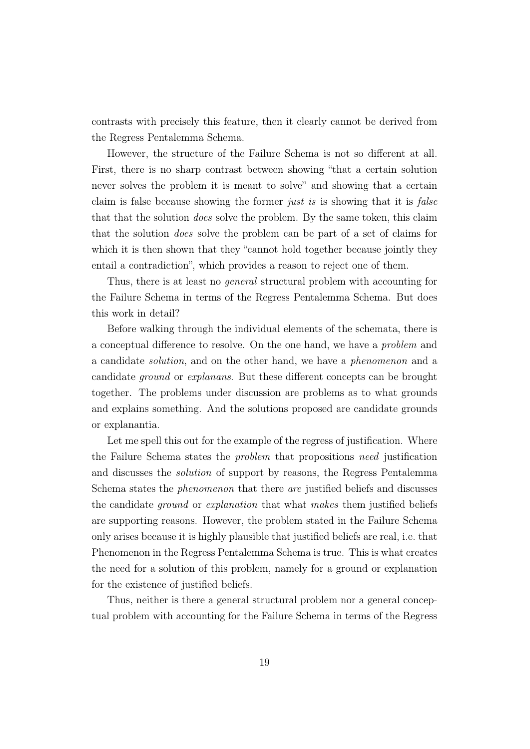contrasts with precisely this feature, then it clearly cannot be derived from the Regress Pentalemma Schema.

However, the structure of the Failure Schema is not so different at all. First, there is no sharp contrast between showing "that a certain solution never solves the problem it is meant to solve" and showing that a certain claim is false because showing the former *just is* is showing that it is *false* that that the solution *does* solve the problem. By the same token, this claim that the solution *does* solve the problem can be part of a set of claims for which it is then shown that they "cannot hold together because jointly they entail a contradiction", which provides a reason to reject one of them.

Thus, there is at least no *general* structural problem with accounting for the Failure Schema in terms of the Regress Pentalemma Schema. But does this work in detail?

Before walking through the individual elements of the schemata, there is a conceptual difference to resolve. On the one hand, we have a *problem* and a candidate *solution*, and on the other hand, we have a *phenomenon* and a candidate *ground* or *explanans*. But these different concepts can be brought together. The problems under discussion are problems as to what grounds and explains something. And the solutions proposed are candidate grounds or explanantia.

Let me spell this out for the example of the regress of justification. Where the Failure Schema states the *problem* that propositions *need* justification and discusses the *solution* of support by reasons, the Regress Pentalemma Schema states the *phenomenon* that there *are* justified beliefs and discusses the candidate *ground* or *explanation* that what *makes* them justified beliefs are supporting reasons. However, the problem stated in the Failure Schema only arises because it is highly plausible that justified beliefs are real, i.e. that Phenomenon in the Regress Pentalemma Schema is true. This is what creates the need for a solution of this problem, namely for a ground or explanation for the existence of justified beliefs.

Thus, neither is there a general structural problem nor a general conceptual problem with accounting for the Failure Schema in terms of the Regress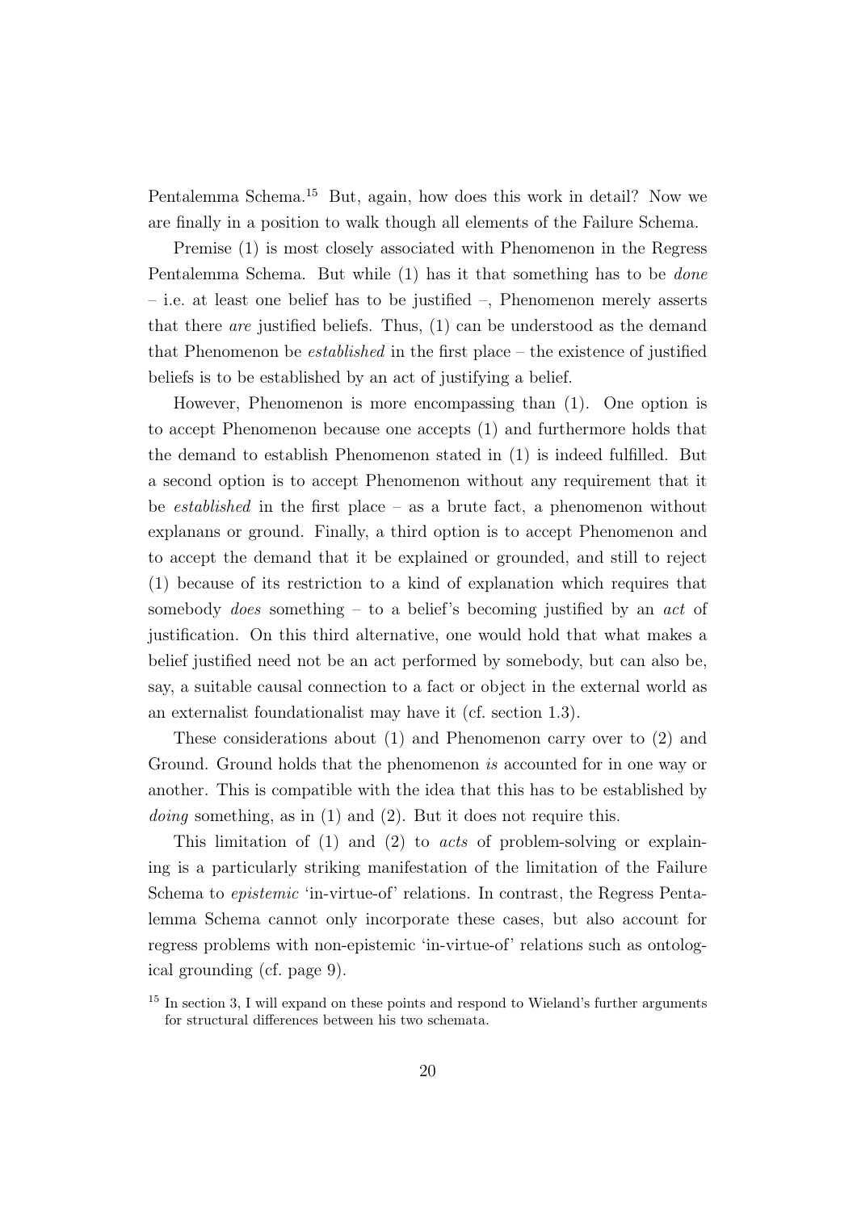Pentalemma Schema.[15] But, again, how does this work in detail? Now we are finally in a position to walk though all elements of the Failure Schema.

Premise (1) is most closely associated with Phenomenon in the Regress Pentalemma Schema. But while (1) has it that something has to be *done* – i.e. at least one belief has to be justified –, Phenomenon merely asserts that there *are* justified beliefs. Thus, (1) can be understood as the demand that Phenomenon be *established* in the first place – the existence of justified beliefs is to be established by an act of justifying a belief.

However, Phenomenon is more encompassing than (1). One option is to accept Phenomenon because one accepts (1) and furthermore holds that the demand to establish Phenomenon stated in (1) is indeed fulfilled. But a second option is to accept Phenomenon without any requirement that it be *established* in the first place – as a brute fact, a phenomenon without explanans or ground. Finally, a third option is to accept Phenomenon and to accept the demand that it be explained or grounded, and still to reject (1) because of its restriction to a kind of explanation which requires that somebody *does* something – to a belief's becoming justified by an *act* of justification. On this third alternative, one would hold that what makes a belief justified need not be an act performed by somebody, but can also be, say, a suitable causal connection to a fact or object in the external world as an externalist foundationalist may have it (cf. section 1.3).

These considerations about (1) and Phenomenon carry over to (2) and Ground. Ground holds that the phenomenon *is* accounted for in one way or another. This is compatible with the idea that this has to be established by *doing* something, as in (1) and (2). But it does not require this.

This limitation of (1) and (2) to *acts* of problem-solving or explaining is a particularly striking manifestation of the limitation of the Failure Schema to *epistemic* 'in-virtue-of' relations. In contrast, the Regress Pentalemma Schema cannot only incorporate these cases, but also account for regress problems with non-epistemic 'in-virtue-of' relations such as ontological grounding (cf. page 9).

[15] In section 3, I will expand on these points and respond to Wieland's further arguments for structural differences between his two schemata.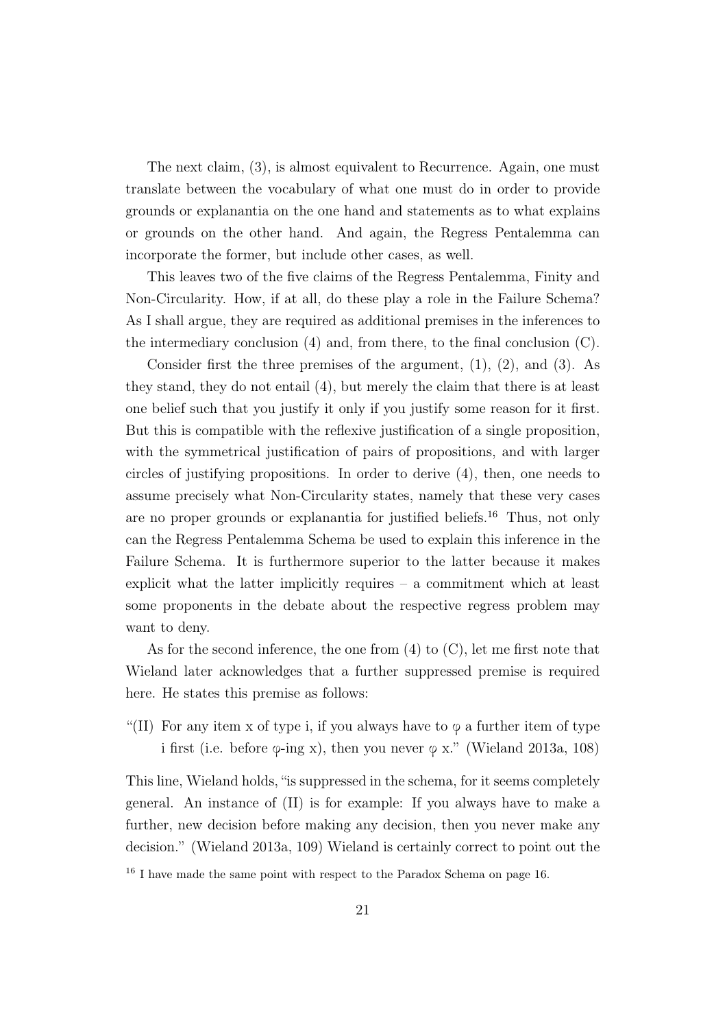The next claim, (3), is almost equivalent to Recurrence. Again, one must translate between the vocabulary of what one must do in order to provide grounds or explanantia on the one hand and statements as to what explains or grounds on the other hand. And again, the Regress Pentalemma can incorporate the former, but include other cases, as well.

This leaves two of the five claims of the Regress Pentalemma, Finity and Non-Circularity. How, if at all, do these play a role in the Failure Schema? As I shall argue, they are required as additional premises in the inferences to the intermediary conclusion (4) and, from there, to the final conclusion (C).

Consider first the three premises of the argument, (1), (2), and (3). As they stand, they do not entail (4), but merely the claim that there is at least one belief such that you justify it only if you justify some reason for it first. But this is compatible with the reflexive justification of a single proposition, with the symmetrical justification of pairs of propositions, and with larger circles of justifying propositions. In order to derive (4), then, one needs to assume precisely what Non-Circularity states, namely that these very cases are no proper grounds or explanantia for justified beliefs.[16] Thus, not only can the Regress Pentalemma Schema be used to explain this inference in the Failure Schema. It is furthermore superior to the latter because it makes explicit what the latter implicitly requires – a commitment which at least some proponents in the debate about the respective regress problem may want to deny.

As for the second inference, the one from (4) to (C), let me first note that Wieland later acknowledges that a further suppressed premise is required here. He states this premise as follows:

"(II) For any item x of type i, if you always have to $\varphi$ a further item of type i first (i.e. before $\varphi$-ing x), then you never $\varphi$ x." (Wieland 2013a, 108)

This line, Wieland holds, "is suppressed in the schema, for it seems completely general. An instance of (II) is for example: If you always have to make a further, new decision before making any decision, then you never make any decision." (Wieland 2013a, 109) Wieland is certainly correct to point out the

[16] I have made the same point with respect to the Paradox Schema on page 16.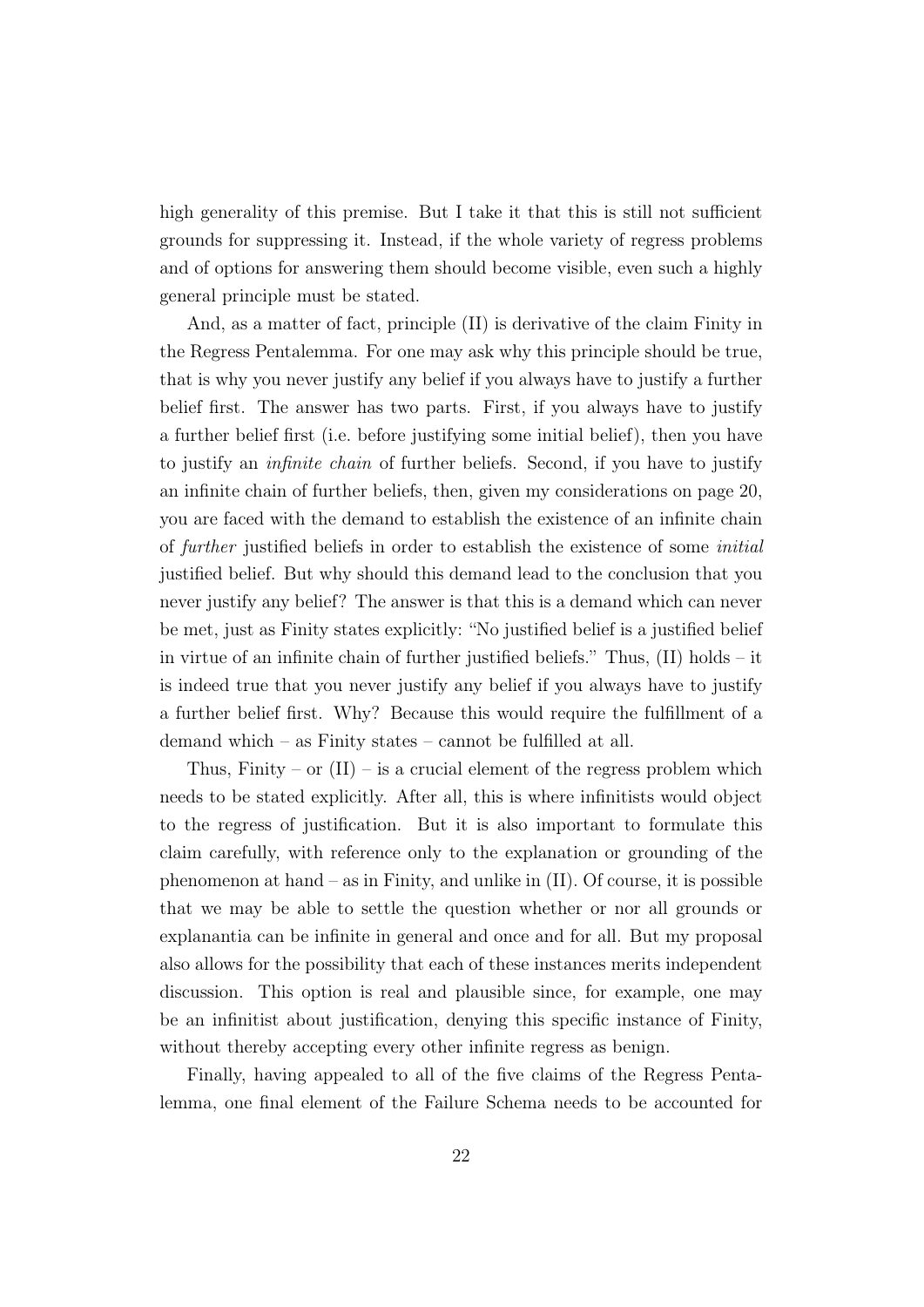high generality of this premise. But I take it that this is still not sufficient grounds for suppressing it. Instead, if the whole variety of regress problems and of options for answering them should become visible, even such a highly general principle must be stated.

And, as a matter of fact, principle (II) is derivative of the claim Finity in the Regress Pentalemma. For one may ask why this principle should be true, that is why you never justify any belief if you always have to justify a further belief first. The answer has two parts. First, if you always have to justify a further belief first (i.e. before justifying some initial belief), then you have to justify an *infinite chain* of further beliefs. Second, if you have to justify an infinite chain of further beliefs, then, given my considerations on page 20, you are faced with the demand to establish the existence of an infinite chain of *further* justified beliefs in order to establish the existence of some *initial* justified belief. But why should this demand lead to the conclusion that you never justify any belief? The answer is that this is a demand which can never be met, just as Finity states explicitly: "No justified belief is a justified belief in virtue of an infinite chain of further justified beliefs." Thus, (II) holds – it is indeed true that you never justify any belief if you always have to justify a further belief first. Why? Because this would require the fulfillment of a demand which – as Finity states – cannot be fulfilled at all.

Thus, Finity – or (II) – is a crucial element of the regress problem which needs to be stated explicitly. After all, this is where infinitists would object to the regress of justification. But it is also important to formulate this claim carefully, with reference only to the explanation or grounding of the phenomenon at hand – as in Finity, and unlike in (II). Of course, it is possible that we may be able to settle the question whether or nor all grounds or explanantia can be infinite in general and once and for all. But my proposal also allows for the possibility that each of these instances merits independent discussion. This option is real and plausible since, for example, one may be an infinitist about justification, denying this specific instance of Finity, without thereby accepting every other infinite regress as benign.

Finally, having appealed to all of the five claims of the Regress Pentalemma, one final element of the Failure Schema needs to be accounted for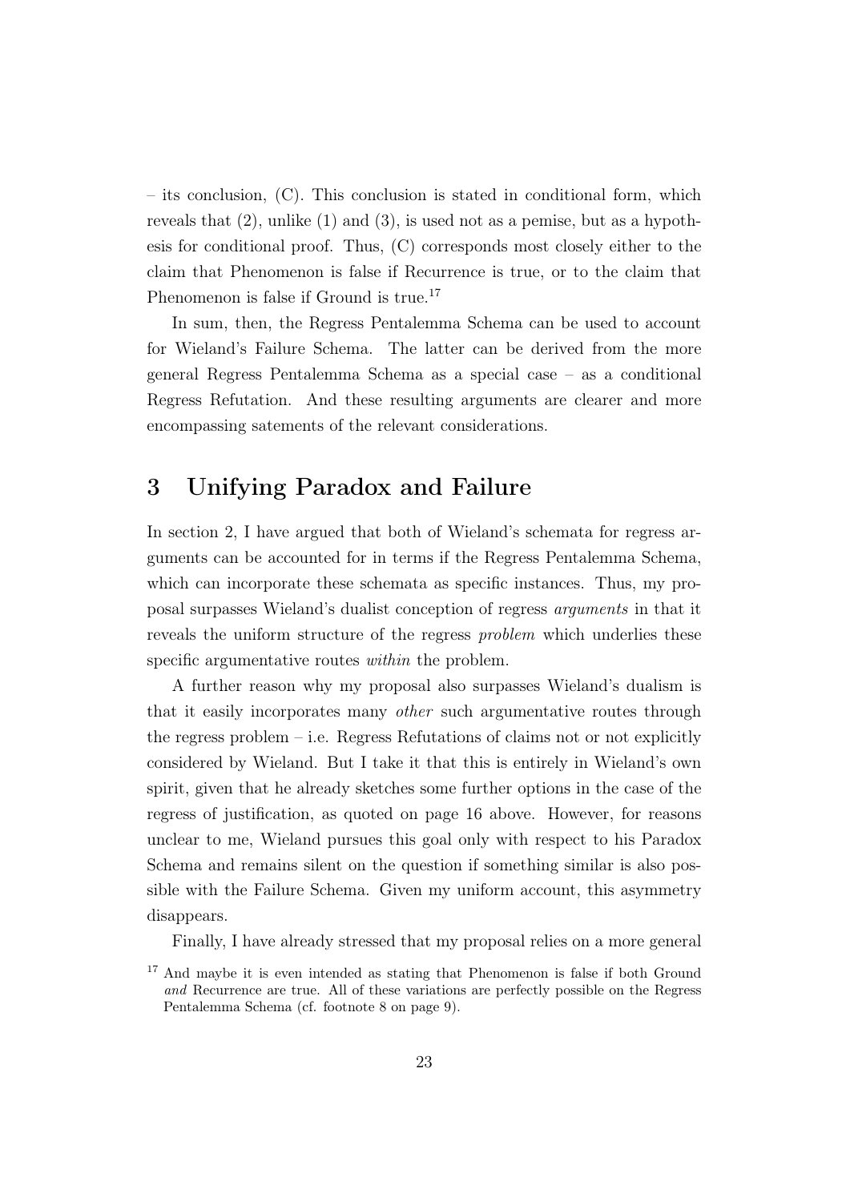– its conclusion, (C). This conclusion is stated in conditional form, which reveals that (2), unlike (1) and (3), is used not as a pemise, but as a hypothesis for conditional proof. Thus, (C) corresponds most closely either to the claim that Phenomenon is false if Recurrence is true, or to the claim that Phenomenon is false if Ground is true.[17]

In sum, then, the Regress Pentalemma Schema can be used to account for Wieland's Failure Schema. The latter can be derived from the more general Regress Pentalemma Schema as a special case – as a conditional Regress Refutation. And these resulting arguments are clearer and more encompassing satements of the relevant considerations.

# 3 Unifying Paradox and Failure

In section 2, I have argued that both of Wieland's schemata for regress arguments can be accounted for in terms if the Regress Pentalemma Schema, which can incorporate these schemata as specific instances. Thus, my proposal surpasses Wieland's dualist conception of regress *arguments* in that it reveals the uniform structure of the regress *problem* which underlies these specific argumentative routes *within* the problem.

A further reason why my proposal also surpasses Wieland's dualism is that it easily incorporates many *other* such argumentative routes through the regress problem – i.e. Regress Refutations of claims not or not explicitly considered by Wieland. But I take it that this is entirely in Wieland's own spirit, given that he already sketches some further options in the case of the regress of justification, as quoted on page 16 above. However, for reasons unclear to me, Wieland pursues this goal only with respect to his Paradox Schema and remains silent on the question if something similar is also possible with the Failure Schema. Given my uniform account, this asymmetry disappears.

Finally, I have already stressed that my proposal relies on a more general

[17] And maybe it is even intended as stating that Phenomenon is false if both Ground *and* Recurrence are true. All of these variations are perfectly possible on the Regress Pentalemma Schema (cf. footnote 8 on page 9).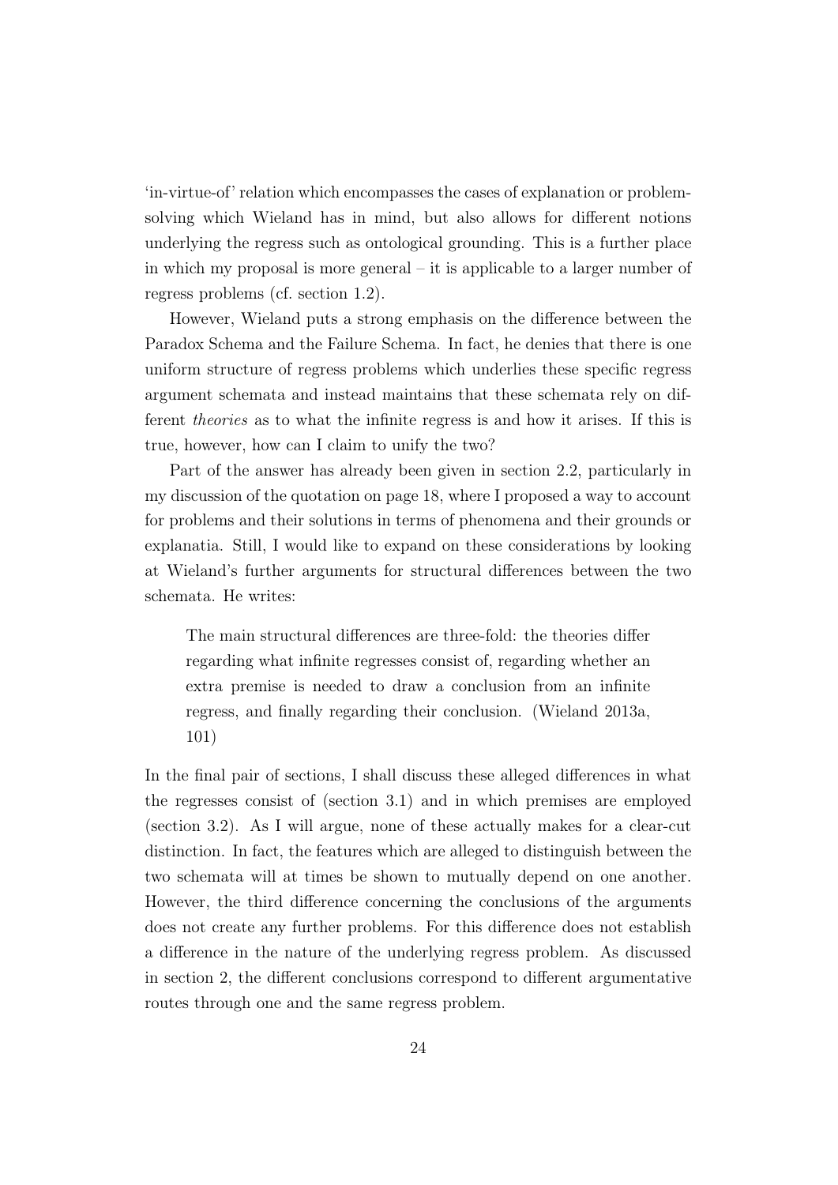‘in-virtue-of’ relation which encompasses the cases of explanation or problem-solving which Wieland has in mind, but also allows for different notions underlying the regress such as ontological grounding. This is a further place in which my proposal is more general – it is applicable to a larger number of regress problems (cf. section 1.2).

However, Wieland puts a strong emphasis on the difference between the Paradox Schema and the Failure Schema. In fact, he denies that there is one uniform structure of regress problems which underlies these specific regress argument schemata and instead maintains that these schemata rely on different *theories* as to what the infinite regress is and how it arises. If this is true, however, how can I claim to unify the two?

Part of the answer has already been given in section 2.2, particularly in my discussion of the quotation on page 18, where I proposed a way to account for problems and their solutions in terms of phenomena and their grounds or explanatia. Still, I would like to expand on these considerations by looking at Wieland’s further arguments for structural differences between the two schemata. He writes:

> The main structural differences are three-fold: the theories differ regarding what infinite regresses consist of, regarding whether an extra premise is needed to draw a conclusion from an infinite regress, and finally regarding their conclusion. (Wieland 2013a, 101)

In the final pair of sections, I shall discuss these alleged differences in what the regresses consist of (section 3.1) and in which premises are employed (section 3.2). As I will argue, none of these actually makes for a clear-cut distinction. In fact, the features which are alleged to distinguish between the two schemata will at times be shown to mutually depend on one another. However, the third difference concerning the conclusions of the arguments does not create any further problems. For this difference does not establish a difference in the nature of the underlying regress problem. As discussed in section 2, the different conclusions correspond to different argumentative routes through one and the same regress problem.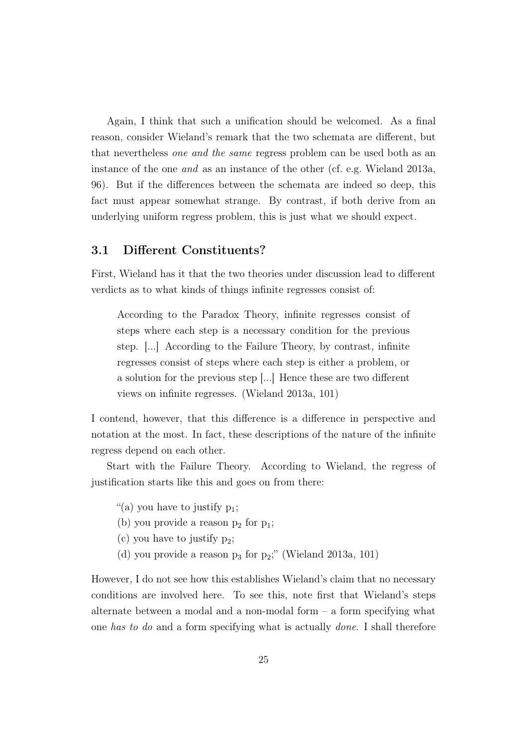Again, I think that such a unification should be welcomed. As a final reason, consider Wieland's remark that the two schemata are different, but that nevertheless *one and the same* regress problem can be used both as an instance of the one *and* as an instance of the other (cf. e.g. Wieland 2013a, 96). But if the differences between the schemata are indeed so deep, this fact must appear somewhat strange. By contrast, if both derive from an underlying uniform regress problem, this is just what we should expect.

### 3.1 Different Constituents?

First, Wieland has it that the two theories under discussion lead to different verdicts as to what kinds of things infinite regresses consist of:

> According to the Paradox Theory, infinite regresses consist of steps where each step is a necessary condition for the previous step. [...] According to the Failure Theory, by contrast, infinite regresses consist of steps where each step is either a problem, or a solution for the previous step [...] Hence these are two different views on infinite regresses. (Wieland 2013a, 101)

I contend, however, that this difference is a difference in perspective and notation at the most. In fact, these descriptions of the nature of the infinite regress depend on each other.

Start with the Failure Theory. According to Wieland, the regress of justification starts like this and goes on from there:

"(a) you have to justify $p_1$;
(b) you provide a reason $p_2$ for $p_1$;
(c) you have to justify $p_2$;
(d) you provide a reason $p_3$ for $p_2$;" (Wieland 2013a, 101)

However, I do not see how this establishes Wieland's claim that no necessary conditions are involved here. To see this, note first that Wieland's steps alternate between a modal and a non-modal form – a form specifying what one *has to do* and a form specifying what is actually *done*. I shall therefore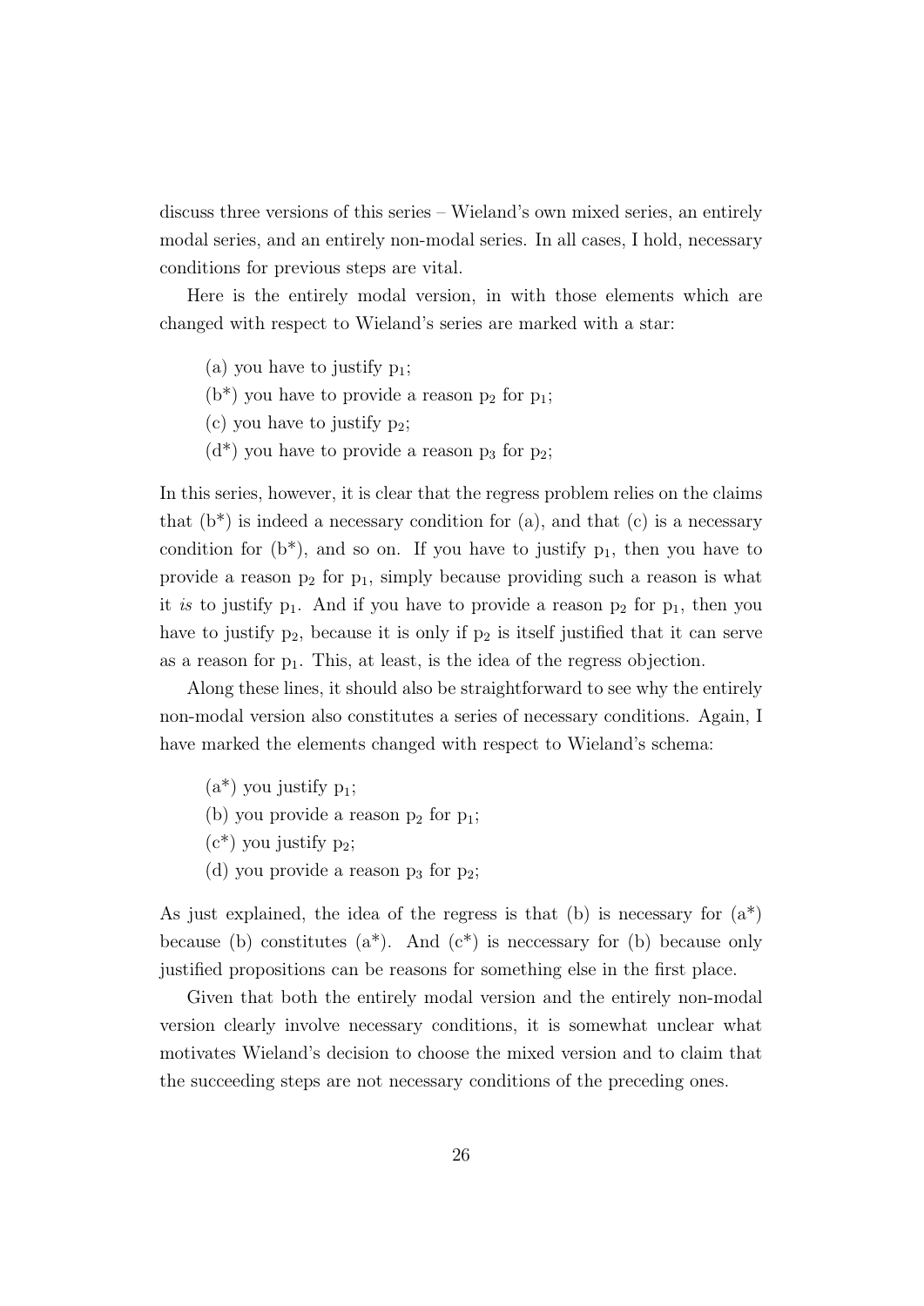discuss three versions of this series – Wieland's own mixed series, an entirely modal series, and an entirely non-modal series. In all cases, I hold, necessary conditions for previous steps are vital.

Here is the entirely modal version, in with those elements which are changed with respect to Wieland's series are marked with a star:

(a) you have to justify $p_1$;

(b*) you have to provide a reason $p_2$ for $p_1$;

(c) you have to justify $p_2$;

(d*) you have to provide a reason $p_3$ for $p_2$;

In this series, however, it is clear that the regress problem relies on the claims that (b*) is indeed a necessary condition for (a), and that (c) is a necessary condition for (b*), and so on. If you have to justify $p_1$, then you have to provide a reason $p_2$ for $p_1$, simply because providing such a reason is what it *is* to justify $p_1$. And if you have to provide a reason $p_2$ for $p_1$, then you have to justify $p_2$, because it is only if $p_2$ is itself justified that it can serve as a reason for $p_1$. This, at least, is the idea of the regress objection.

Along these lines, it should also be straightforward to see why the entirely non-modal version also constitutes a series of necessary conditions. Again, I have marked the elements changed with respect to Wieland's schema:

(a*) you justify $p_1$;

(b) you provide a reason $p_2$ for $p_1$;

(c*) you justify $p_2$;

(d) you provide a reason $p_3$ for $p_2$;

As just explained, the idea of the regress is that (b) is necessary for (a*) because (b) constitutes (a*). And (c*) is neccessary for (b) because only justified propositions can be reasons for something else in the first place.

Given that both the entirely modal version and the entirely non-modal version clearly involve necessary conditions, it is somewhat unclear what motivates Wieland's decision to choose the mixed version and to claim that the succeeding steps are not necessary conditions of the preceding ones.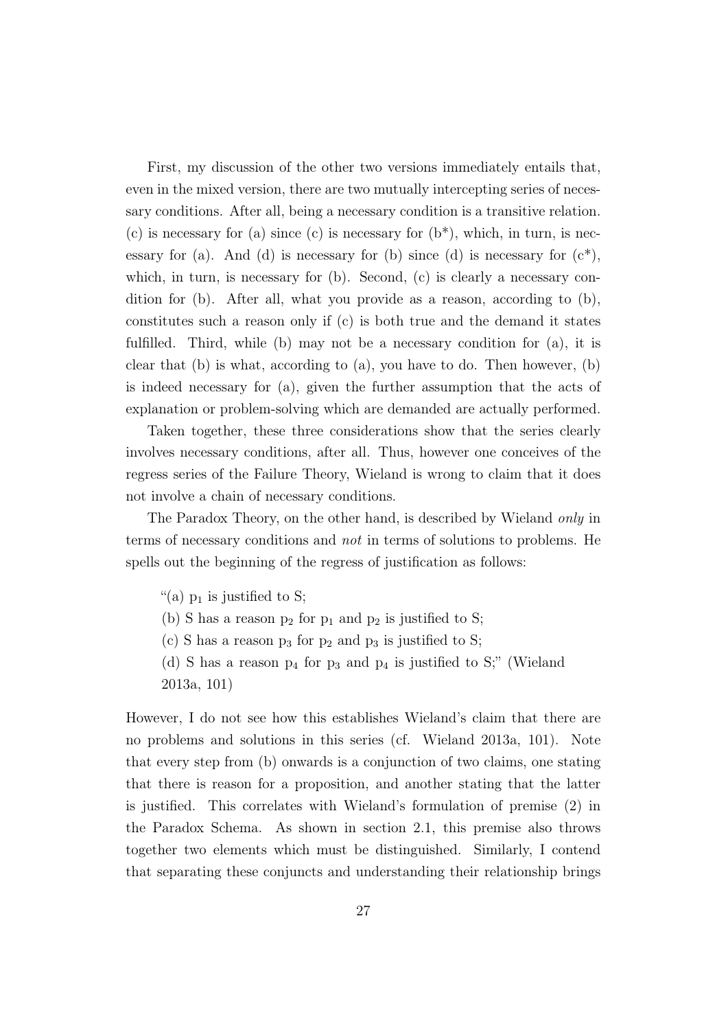First, my discussion of the other two versions immediately entails that, even in the mixed version, there are two mutually intercepting series of necessary conditions. After all, being a necessary condition is a transitive relation. (c) is necessary for (a) since (c) is necessary for (b*), which, in turn, is necessary for (a). And (d) is necessary for (b) since (d) is necessary for (c*), which, in turn, is necessary for (b). Second, (c) is clearly a necessary condition for (b). After all, what you provide as a reason, according to (b), constitutes such a reason only if (c) is both true and the demand it states fulfilled. Third, while (b) may not be a necessary condition for (a), it is clear that (b) is what, according to (a), you have to do. Then however, (b) is indeed necessary for (a), given the further assumption that the acts of explanation or problem-solving which are demanded are actually performed.

Taken together, these three considerations show that the series clearly involves necessary conditions, after all. Thus, however one conceives of the regress series of the Failure Theory, Wieland is wrong to claim that it does not involve a chain of necessary conditions.

The Paradox Theory, on the other hand, is described by Wieland *only* in terms of necessary conditions and *not* in terms of solutions to problems. He spells out the beginning of the regress of justification as follows:

> "(a) $p_1$ is justified to S;
>
> (b) S has a reason $p_2$ for $p_1$ and $p_2$ is justified to S;
>
> (c) S has a reason $p_3$ for $p_2$ and $p_3$ is justified to S;
>
> (d) S has a reason $p_4$ for $p_3$ and $p_4$ is justified to S;" (Wieland 2013a, 101)

However, I do not see how this establishes Wieland's claim that there are no problems and solutions in this series (cf. Wieland 2013a, 101). Note that every step from (b) onwards is a conjunction of two claims, one stating that there is reason for a proposition, and another stating that the latter is justified. This correlates with Wieland's formulation of premise (2) in the Paradox Schema. As shown in section 2.1, this premise also throws together two elements which must be distinguished. Similarly, I contend that separating these conjuncts and understanding their relationship brings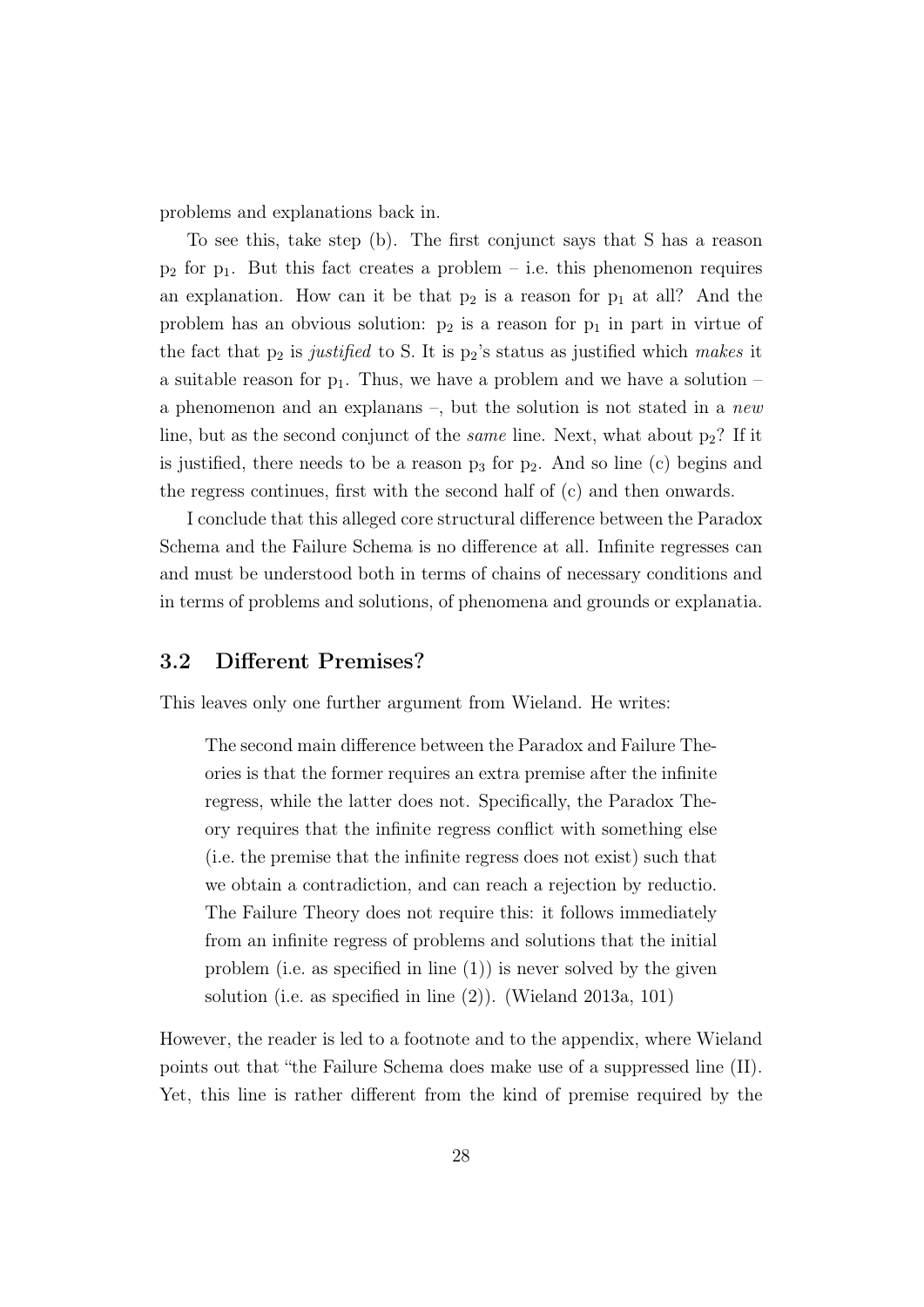problems and explanations back in.

To see this, take step (b). The first conjunct says that S has a reason $p_2$ for $p_1$. But this fact creates a problem – i.e. this phenomenon requires an explanation. How can it be that $p_2$ is a reason for $p_1$ at all? And the problem has an obvious solution: $p_2$ is a reason for $p_1$ in part in virtue of the fact that $p_2$ is *justified* to S. It is $p_2$'s status as justified which *makes* it a suitable reason for $p_1$. Thus, we have a problem and we have a solution – a phenomenon and an explanans –, but the solution is not stated in a *new* line, but as the second conjunct of the *same* line. Next, what about $p_2$? If it is justified, there needs to be a reason $p_3$ for $p_2$. And so line (c) begins and the regress continues, first with the second half of (c) and then onwards.

I conclude that this alleged core structural difference between the Paradox Schema and the Failure Schema is no difference at all. Infinite regresses can and must be understood both in terms of chains of necessary conditions and in terms of problems and solutions, of phenomena and grounds or explanatia.

### 3.2 Different Premises?

This leaves only one further argument from Wieland. He writes:

> The second main difference between the Paradox and Failure Theories is that the former requires an extra premise after the infinite regress, while the latter does not. Specifically, the Paradox Theory requires that the infinite regress conflict with something else (i.e. the premise that the infinite regress does not exist) such that we obtain a contradiction, and can reach a rejection by reductio. The Failure Theory does not require this: it follows immediately from an infinite regress of problems and solutions that the initial problem (i.e. as specified in line (1)) is never solved by the given solution (i.e. as specified in line (2)). (Wieland 2013a, 101)

However, the reader is led to a footnote and to the appendix, where Wieland points out that "the Failure Schema does make use of a suppressed line (II). Yet, this line is rather different from the kind of premise required by the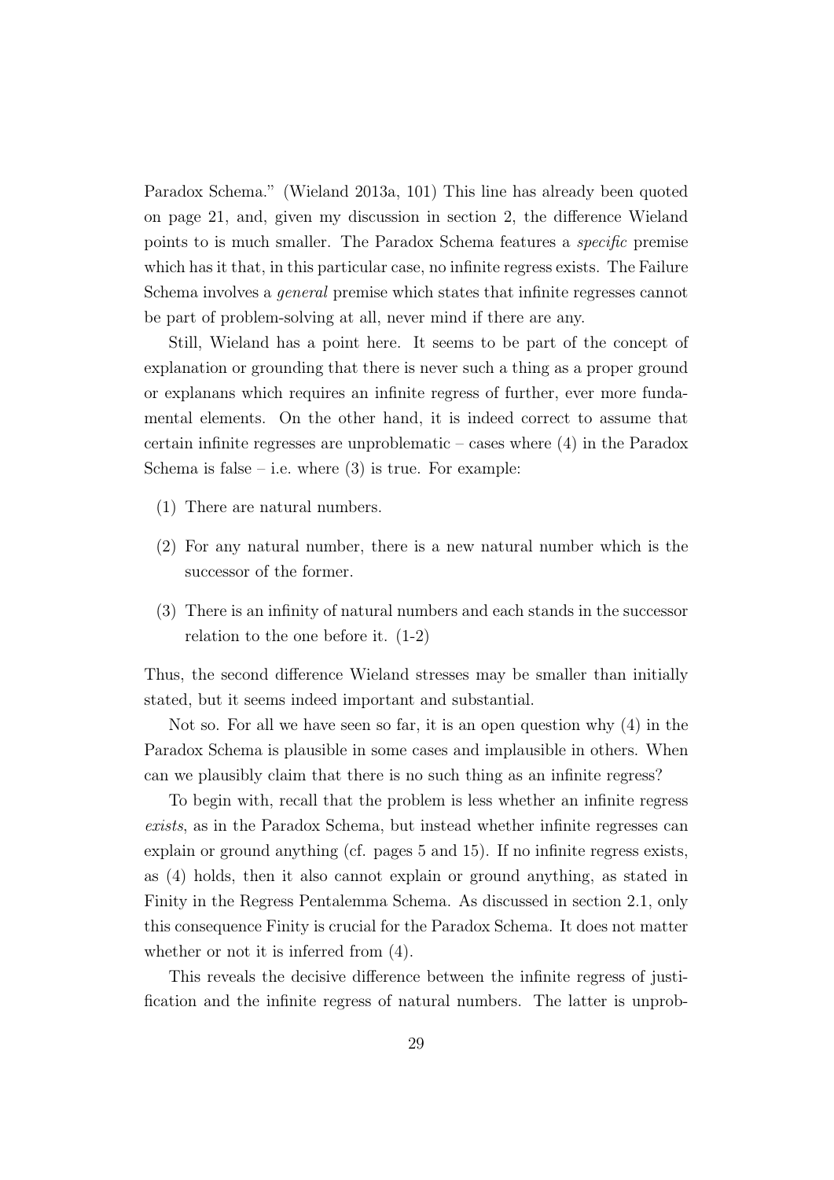Paradox Schema." (Wieland 2013a, 101) This line has already been quoted on page 21, and, given my discussion in section 2, the difference Wieland points to is much smaller. The Paradox Schema features a *specific* premise which has it that, in this particular case, no infinite regress exists. The Failure Schema involves a *general* premise which states that infinite regresses cannot be part of problem-solving at all, never mind if there are any.

Still, Wieland has a point here. It seems to be part of the concept of explanation or grounding that there is never such a thing as a proper ground or explanans which requires an infinite regress of further, ever more fundamental elements. On the other hand, it is indeed correct to assume that certain infinite regresses are unproblematic – cases where (4) in the Paradox Schema is false – i.e. where (3) is true. For example:

(1) There are natural numbers.

(2) For any natural number, there is a new natural number which is the successor of the former.

(3) There is an infinity of natural numbers and each stands in the successor relation to the one before it. (1-2)

Thus, the second difference Wieland stresses may be smaller than initially stated, but it seems indeed important and substantial.

Not so. For all we have seen so far, it is an open question why (4) in the Paradox Schema is plausible in some cases and implausible in others. When can we plausibly claim that there is no such thing as an infinite regress?

To begin with, recall that the problem is less whether an infinite regress *exists*, as in the Paradox Schema, but instead whether infinite regresses can explain or ground anything (cf. pages 5 and 15). If no infinite regress exists, as (4) holds, then it also cannot explain or ground anything, as stated in Finity in the Regress Pentalemma Schema. As discussed in section 2.1, only this consequence Finity is crucial for the Paradox Schema. It does not matter whether or not it is inferred from (4).

This reveals the decisive difference between the infinite regress of justification and the infinite regress of natural numbers. The latter is unprob-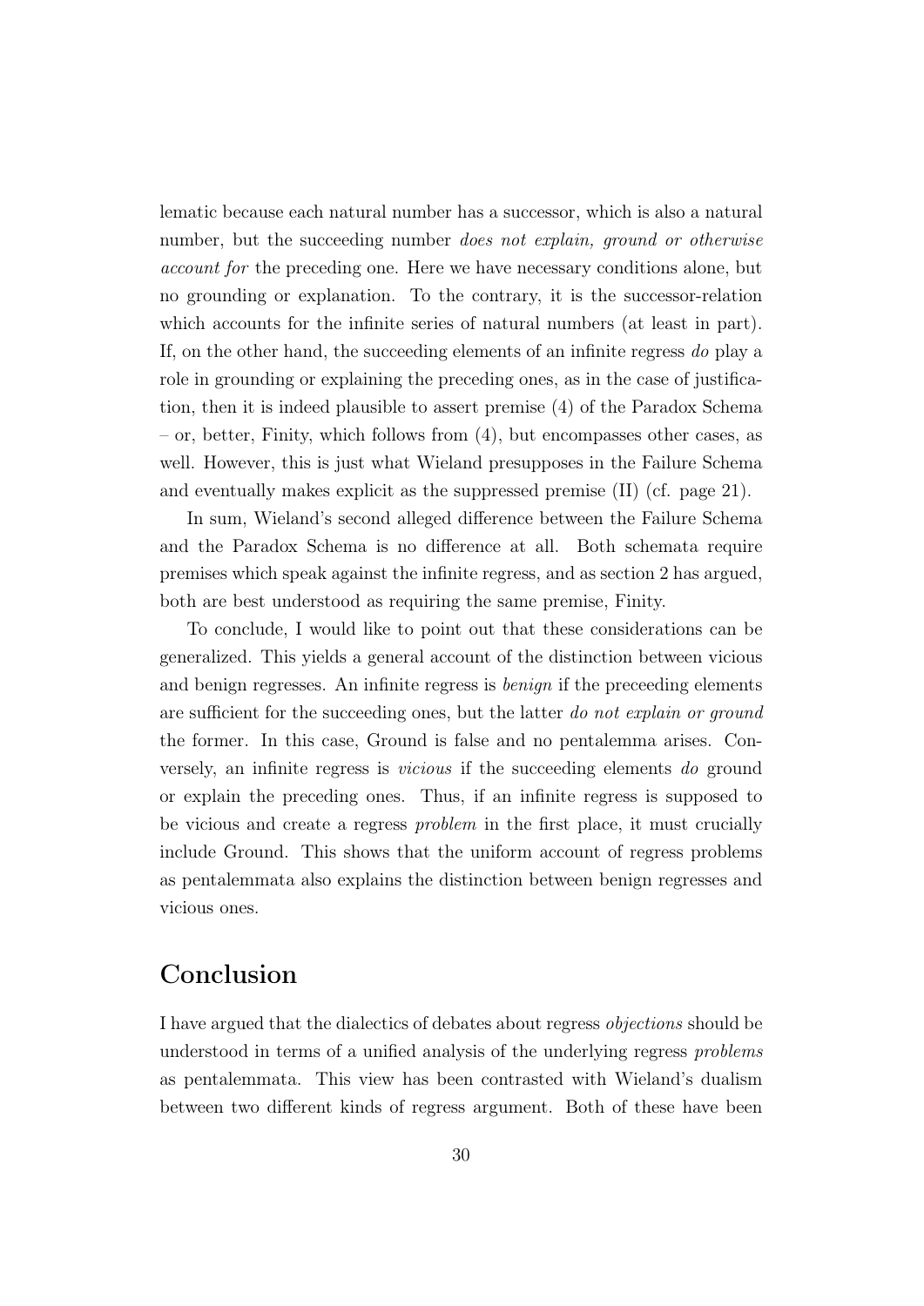lematic because each natural number has a successor, which is also a natural number, but the succeeding number *does not explain, ground or otherwise account for* the preceding one. Here we have necessary conditions alone, but no grounding or explanation. To the contrary, it is the successor-relation which accounts for the infinite series of natural numbers (at least in part). If, on the other hand, the succeeding elements of an infinite regress *do* play a role in grounding or explaining the preceding ones, as in the case of justification, then it is indeed plausible to assert premise (4) of the Paradox Schema – or, better, Finity, which follows from (4), but encompasses other cases, as well. However, this is just what Wieland presupposes in the Failure Schema and eventually makes explicit as the suppressed premise (II) (cf. page 21).

In sum, Wieland's second alleged difference between the Failure Schema and the Paradox Schema is no difference at all. Both schemata require premises which speak against the infinite regress, and as section 2 has argued, both are best understood as requiring the same premise, Finity.

To conclude, I would like to point out that these considerations can be generalized. This yields a general account of the distinction between vicious and benign regresses. An infinite regress is *benign* if the preceeding elements are sufficient for the succeeding ones, but the latter *do not explain or ground* the former. In this case, Ground is false and no pentalemma arises. Conversely, an infinite regress is *vicious* if the succeeding elements *do* ground or explain the preceding ones. Thus, if an infinite regress is supposed to be vicious and create a regress *problem* in the first place, it must crucially include Ground. This shows that the uniform account of regress problems as pentalemmata also explains the distinction between benign regresses and vicious ones.

# Conclusion

I have argued that the dialectics of debates about regress *objections* should be understood in terms of a unified analysis of the underlying regress *problems* as pentalemmata. This view has been contrasted with Wieland's dualism between two different kinds of regress argument. Both of these have been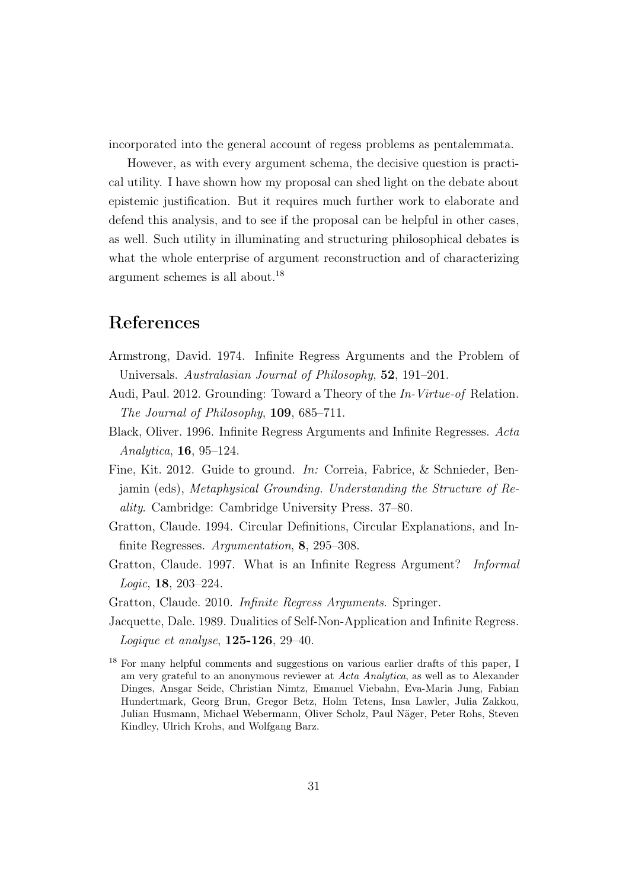incorporated into the general account of regess problems as pentalemmata.

However, as with every argument schema, the decisive question is practical utility. I have shown how my proposal can shed light on the debate about epistemic justification. But it requires much further work to elaborate and defend this analysis, and to see if the proposal can be helpful in other cases, as well. Such utility in illuminating and structuring philosophical debates is what the whole enterprise of argument reconstruction and of characterizing argument schemes is all about.[18]

# References

Armstrong, David. 1974. Infinite Regress Arguments and the Problem of Universals. *Australasian Journal of Philosophy*, **52**, 191–201.

Audi, Paul. 2012. Grounding: Toward a Theory of the *In-Virtue-of* Relation. *The Journal of Philosophy*, **109**, 685–711.

Black, Oliver. 1996. Infinite Regress Arguments and Infinite Regresses. *Acta Analytica*, **16**, 95–124.

Fine, Kit. 2012. Guide to ground. *In:* Correia, Fabrice, & Schnieder, Benjamin (eds), *Metaphysical Grounding. Understanding the Structure of Reality*. Cambridge: Cambridge University Press. 37–80.

Gratton, Claude. 1994. Circular Definitions, Circular Explanations, and Infinite Regresses. *Argumentation*, **8**, 295–308.

Gratton, Claude. 1997. What is an Infinite Regress Argument? *Informal Logic*, **18**, 203–224.

Gratton, Claude. 2010. *Infinite Regress Arguments*. Springer.

Jacquette, Dale. 1989. Dualities of Self-Non-Application and Infinite Regress. *Logique et analyse*, **125-126**, 29–40.

[18] For many helpful comments and suggestions on various earlier drafts of this paper, I am very grateful to an anonymous reviewer at *Acta Analytica*, as well as to Alexander Dinges, Ansgar Seide, Christian Nimtz, Emanuel Viebahn, Eva-Maria Jung, Fabian Hundertmark, Georg Brun, Gregor Betz, Holm Tetens, Insa Lawler, Julia Zakkou, Julian Husmann, Michael Webermann, Oliver Scholz, Paul Näger, Peter Rohs, Steven Kindley, Ulrich Krohs, and Wolfgang Barz.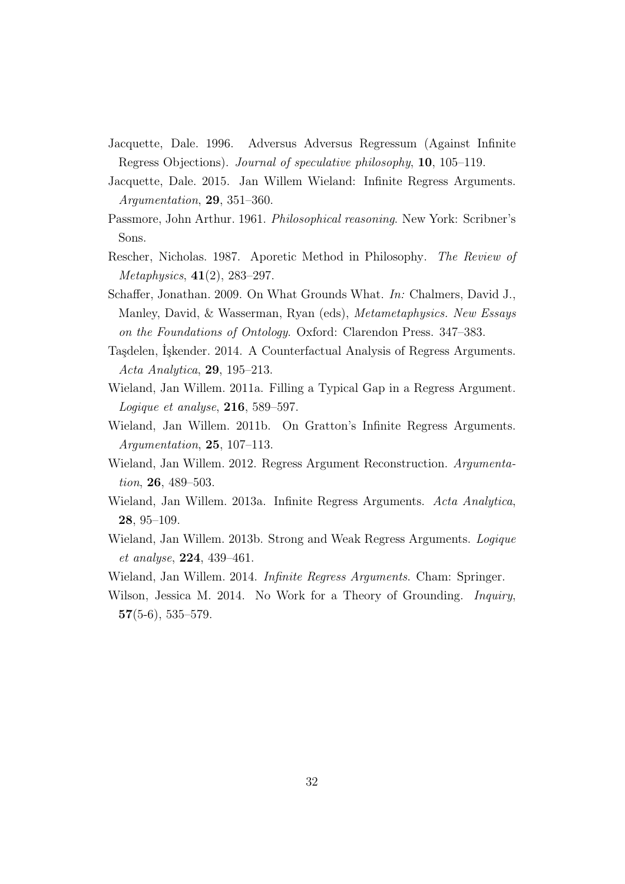Jacquette, Dale. 1996. Adversus Adversus Regressum (Against Infinite Regress Objections). *Journal of speculative philosophy*, **10**, 105–119.

Jacquette, Dale. 2015. Jan Willem Wieland: Infinite Regress Arguments. *Argumentation*, **29**, 351–360.

Passmore, John Arthur. 1961. *Philosophical reasoning*. New York: Scribner's Sons.

Rescher, Nicholas. 1987. Aporetic Method in Philosophy. *The Review of Metaphysics*, **41**(2), 283–297.

Schaffer, Jonathan. 2009. On What Grounds What. *In:* Chalmers, David J., Manley, David, & Wasserman, Ryan (eds), *Metametaphysics. New Essays on the Foundations of Ontology*. Oxford: Clarendon Press. 347–383.

Taşdelen, İşkender. 2014. A Counterfactual Analysis of Regress Arguments. *Acta Analytica*, **29**, 195–213.

Wieland, Jan Willem. 2011a. Filling a Typical Gap in a Regress Argument. *Logique et analyse*, **216**, 589–597.

Wieland, Jan Willem. 2011b. On Gratton's Infinite Regress Arguments. *Argumentation*, **25**, 107–113.

Wieland, Jan Willem. 2012. Regress Argument Reconstruction. *Argumentation*, **26**, 489–503.

Wieland, Jan Willem. 2013a. Infinite Regress Arguments. *Acta Analytica*, **28**, 95–109.

Wieland, Jan Willem. 2013b. Strong and Weak Regress Arguments. *Logique et analyse*, **224**, 439–461.

Wieland, Jan Willem. 2014. *Infinite Regress Arguments*. Cham: Springer.

Wilson, Jessica M. 2014. No Work for a Theory of Grounding. *Inquiry*, **57**(5-6), 535–579.